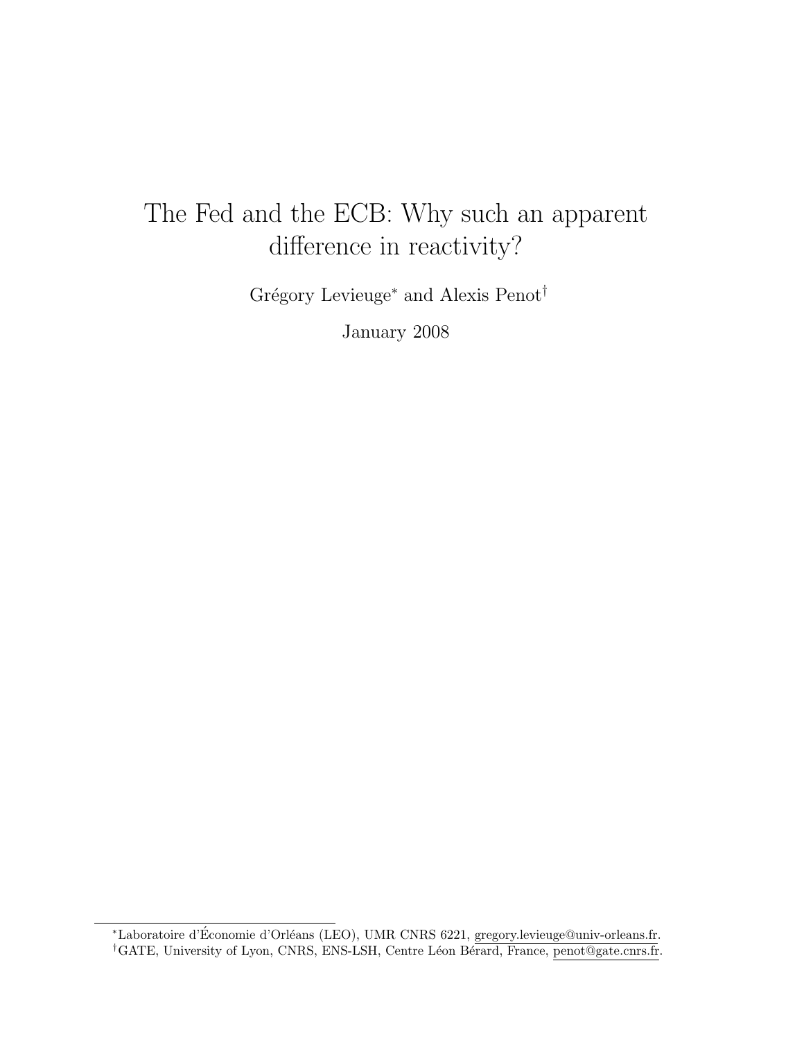# The Fed and the ECB: Why such an apparent difference in reactivity?

Grégory Levieuge[*] and Alexis Penot[†]

January 2008

---

[*] Laboratoire d'Économie d'Orléans (LEO), UMR CNRS 6221, gregory.levieuge@univ-orleans.fr.

[†] GATE, University of Lyon, CNRS, ENS-LSH, Centre Léon Bérard, France, penot@gate.cnrs.fr.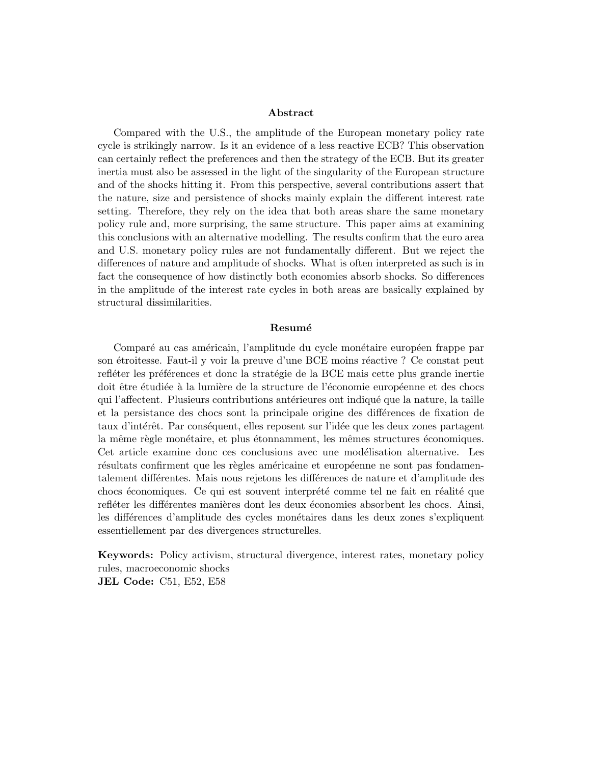## Abstract

Compared with the U.S., the amplitude of the European monetary policy rate cycle is strikingly narrow. Is it an evidence of a less reactive ECB? This observation can certainly reflect the preferences and then the strategy of the ECB. But its greater inertia must also be assessed in the light of the singularity of the European structure and of the shocks hitting it. From this perspective, several contributions assert that the nature, size and persistence of shocks mainly explain the different interest rate setting. Therefore, they rely on the idea that both areas share the same monetary policy rule and, more surprising, the same structure. This paper aims at examining this conclusions with an alternative modelling. The results confirm that the euro area and U.S. monetary policy rules are not fundamentally different. But we reject the differences of nature and amplitude of shocks. What is often interpreted as such is in fact the consequence of how distinctly both economies absorb shocks. So differences in the amplitude of the interest rate cycles in both areas are basically explained by structural dissimilarities.

## Resumé

Comparé au cas américain, l'amplitude du cycle monétaire européen frappe par son étroitesse. Faut-il y voir la preuve d'une BCE moins réactive ? Ce constat peut refléter les préférences et donc la stratégie de la BCE mais cette plus grande inertie doit être étudiée à la lumière de la structure de l'économie européenne et des chocs qui l'affectent. Plusieurs contributions antérieures ont indiqué que la nature, la taille et la persistance des chocs sont la principale origine des différences de fixation de taux d'intérêt. Par conséquent, elles reposent sur l'idée que les deux zones partagent la même règle monétaire, et plus étonnamment, les mêmes structures économiques. Cet article examine donc ces conclusions avec une modélisation alternative. Les résultats confirment que les règles américaine et européenne ne sont pas fondamentalement différentes. Mais nous rejetons les différences de nature et d'amplitude des chocs économiques. Ce qui est souvent interprété comme tel ne fait en réalité que refléter les différentes manières dont les deux économies absorbent les chocs. Ainsi, les différences d'amplitude des cycles monétaires dans les deux zones s'expliquent essentiellement par des divergences structurelles.

**Keywords:** Policy activism, structural divergence, interest rates, monetary policy rules, macroeconomic shocks
**JEL Code:** C51, E52, E58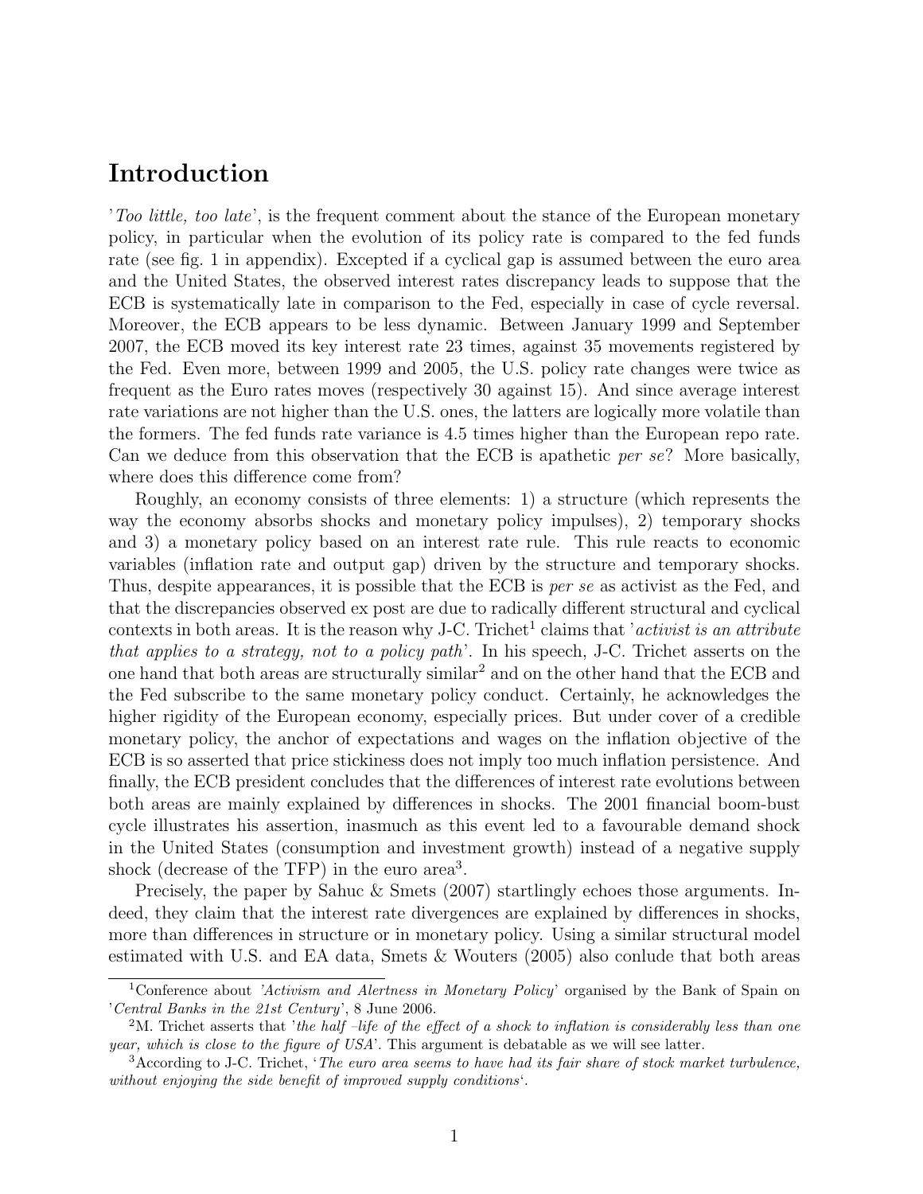# Introduction

'*Too little, too late*', is the frequent comment about the stance of the European monetary policy, in particular when the evolution of its policy rate is compared to the fed funds rate (see fig. 1 in appendix). Excepted if a cyclical gap is assumed between the euro area and the United States, the observed interest rates discrepancy leads to suppose that the ECB is systematically late in comparison to the Fed, especially in case of cycle reversal. Moreover, the ECB appears to be less dynamic. Between January 1999 and September 2007, the ECB moved its key interest rate 23 times, against 35 movements registered by the Fed. Even more, between 1999 and 2005, the U.S. policy rate changes were twice as frequent as the Euro rates moves (respectively 30 against 15). And since average interest rate variations are not higher than the U.S. ones, the latters are logically more volatile than the formers. The fed funds rate variance is 4.5 times higher than the European repo rate. Can we deduce from this observation that the ECB is apathetic *per se*? More basically, where does this difference come from?

Roughly, an economy consists of three elements: 1) a structure (which represents the way the economy absorbs shocks and monetary policy impulses), 2) temporary shocks and 3) a monetary policy based on an interest rate rule. This rule reacts to economic variables (inflation rate and output gap) driven by the structure and temporary shocks. Thus, despite appearances, it is possible that the ECB is *per se* as activist as the Fed, and that the discrepancies observed ex post are due to radically different structural and cyclical contexts in both areas. It is the reason why J-C. Trichet[1] claims that '*activist is an attribute that applies to a strategy, not to a policy path*'. In his speech, J-C. Trichet asserts on the one hand that both areas are structurally similar[2] and on the other hand that the ECB and the Fed subscribe to the same monetary policy conduct. Certainly, he acknowledges the higher rigidity of the European economy, especially prices. But under cover of a credible monetary policy, the anchor of expectations and wages on the inflation objective of the ECB is so asserted that price stickiness does not imply too much inflation persistence. And finally, the ECB president concludes that the differences of interest rate evolutions between both areas are mainly explained by differences in shocks. The 2001 financial boom-bust cycle illustrates his assertion, inasmuch as this event led to a favourable demand shock in the United States (consumption and investment growth) instead of a negative supply shock (decrease of the TFP) in the euro area[3].

Precisely, the paper by Sahuc & Smets (2007) startlingly echoes those arguments. Indeed, they claim that the interest rate divergences are explained by differences in shocks, more than differences in structure or in monetary policy. Using a similar structural model estimated with U.S. and EA data, Smets & Wouters (2005) also conlude that both areas

---

[1] Conference about *'Activism and Alertness in Monetary Policy*' organised by the Bank of Spain on '*Central Banks in the 21st Century*', 8 June 2006.

[2] M. Trichet asserts that '*the half –life of the effect of a shock to inflation is considerably less than one year, which is close to the figure of USA*'. This argument is debatable as we will see latter.

[3] According to J-C. Trichet, '*The euro area seems to have had its fair share of stock market turbulence, without enjoying the side benefit of improved supply conditions*'.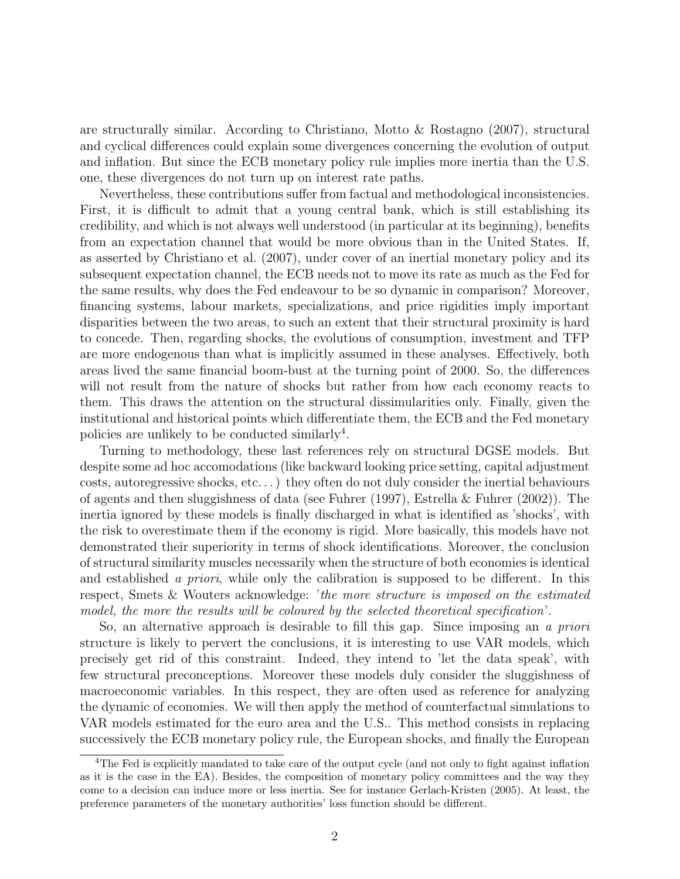are structurally similar. According to Christiano, Motto & Rostagno (2007), structural and cyclical differences could explain some divergences concerning the evolution of output and inflation. But since the ECB monetary policy rule implies more inertia than the U.S. one, these divergences do not turn up on interest rate paths.

Nevertheless, these contributions suffer from factual and methodological inconsistencies. First, it is difficult to admit that a young central bank, which is still establishing its credibility, and which is not always well understood (in particular at its beginning), benefits from an expectation channel that would be more obvious than in the United States. If, as asserted by Christiano et al. (2007), under cover of an inertial monetary policy and its subsequent expectation channel, the ECB needs not to move its rate as much as the Fed for the same results, why does the Fed endeavour to be so dynamic in comparison? Moreover, financing systems, labour markets, specializations, and price rigidities imply important disparities between the two areas, to such an extent that their structural proximity is hard to concede. Then, regarding shocks, the evolutions of consumption, investment and TFP are more endogenous than what is implicitly assumed in these analyses. Effectively, both areas lived the same financial boom-bust at the turning point of 2000. So, the differences will not result from the nature of shocks but rather from how each economy reacts to them. This draws the attention on the structural dissimularities only. Finally, given the institutional and historical points which differentiate them, the ECB and the Fed monetary policies are unlikely to be conducted similarly[4].

Turning to methodology, these last references rely on structural DGSE models. But despite some ad hoc accomodations (like backward looking price setting, capital adjustment costs, autoregressive shocks, etc...) they often do not duly consider the inertial behaviours of agents and then sluggishness of data (see Fuhrer (1997), Estrella & Fuhrer (2002)). The inertia ignored by these models is finally discharged in what is identified as 'shocks', with the risk to overestimate them if the economy is rigid. More basically, this models have not demonstrated their superiority in terms of shock identifications. Moreover, the conclusion of structural similarity muscles necessarily when the structure of both economies is identical and established *a priori*, while only the calibration is supposed to be different. In this respect, Smets & Wouters acknowledge: '*the more structure is imposed on the estimated model, the more the results will be coloured by the selected theoretical specification*'.

So, an alternative approach is desirable to fill this gap. Since imposing an *a priori* structure is likely to pervert the conclusions, it is interesting to use VAR models, which precisely get rid of this constraint. Indeed, they intend to 'let the data speak', with few structural preconceptions. Moreover these models duly consider the sluggishness of macroeconomic variables. In this respect, they are often used as reference for analyzing the dynamic of economies. We will then apply the method of counterfactual simulations to VAR models estimated for the euro area and the U.S.. This method consists in replacing successively the ECB monetary policy rule, the European shocks, and finally the European

[4]The Fed is explicitly mandated to take care of the output cycle (and not only to fight against inflation as it is the case in the EA). Besides, the composition of monetary policy committees and the way they come to a decision can induce more or less inertia. See for instance Gerlach-Kristen (2005). At least, the preference parameters of the monetary authorities' loss function should be different.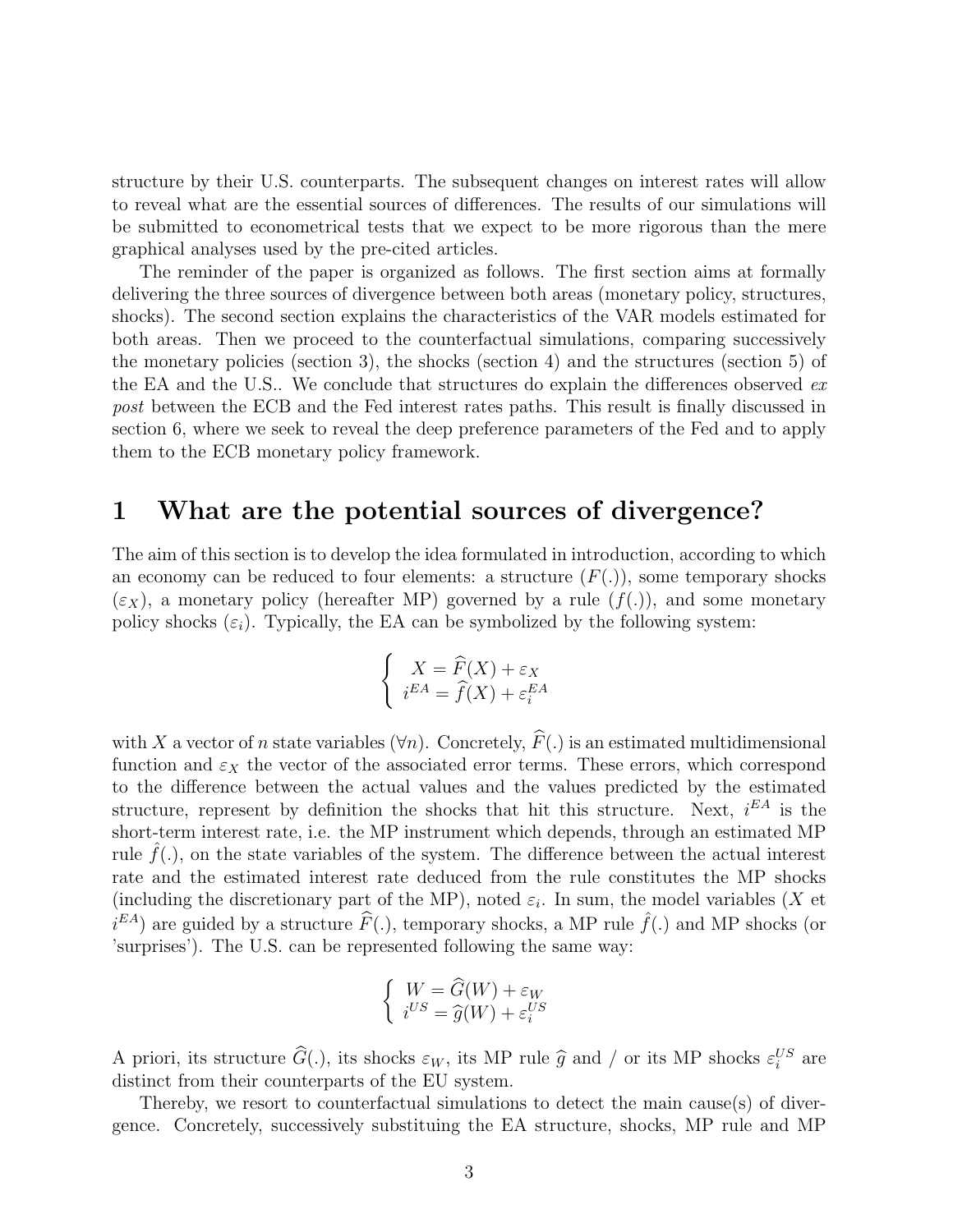structure by their U.S. counterparts. The subsequent changes on interest rates will allow to reveal what are the essential sources of differences. The results of our simulations will be submitted to econometrical tests that we expect to be more rigorous than the mere graphical analyses used by the pre-cited articles.

The reminder of the paper is organized as follows. The first section aims at formally delivering the three sources of divergence between both areas (monetary policy, structures, shocks). The second section explains the characteristics of the VAR models estimated for both areas. Then we proceed to the counterfactual simulations, comparing successively the monetary policies (section 3), the shocks (section 4) and the structures (section 5) of the EA and the U.S.. We conclude that structures do explain the differences observed *ex post* between the ECB and the Fed interest rates paths. This result is finally discussed in section 6, where we seek to reveal the deep preference parameters of the Fed and to apply them to the ECB monetary policy framework.

# 1 What are the potential sources of divergence?

The aim of this section is to develop the idea formulated in introduction, according to which an economy can be reduced to four elements: a structure ($F(.)$), some temporary shocks ($\varepsilon_X$), a monetary policy (hereafter MP) governed by a rule ($f(.)$), and some monetary policy shocks ($\varepsilon_i$). Typically, the EA can be symbolized by the following system:

$$\begin{cases} X = \widehat{F}(X) + \varepsilon_X \\ i^{EA} = \widehat{f}(X) + \varepsilon_i^{EA} \end{cases}$$

with $X$ a vector of $n$ state variables ($\forall n$). Concretely, $\widehat{F}(.)$ is an estimated multidimensional function and $\varepsilon_X$ the vector of the associated error terms. These errors, which correspond to the difference between the actual values and the values predicted by the estimated structure, represent by definition the shocks that hit this structure. Next, $i^{EA}$ is the short-term interest rate, i.e. the MP instrument which depends, through an estimated MP rule $\hat{f}(.)$, on the state variables of the system. The difference between the actual interest rate and the estimated interest rate deduced from the rule constitutes the MP shocks (including the discretionary part of the MP), noted $\varepsilon_i$. In sum, the model variables ($X$ et $i^{EA}$) are guided by a structure $\widehat{F}(.)$, temporary shocks, a MP rule $\hat{f}(.)$ and MP shocks (or 'surprises'). The U.S. can be represented following the same way:

$$\begin{cases} W = \widehat{G}(W) + \varepsilon_W \\ i^{US} = \widehat{g}(W) + \varepsilon_i^{US} \end{cases}$$

A priori, its structure $\widehat{G}(.)$, its shocks $\varepsilon_W$, its MP rule $\widehat{g}$ and / or its MP shocks $\varepsilon_i^{US}$ are distinct from their counterparts of the EU system.

Thereby, we resort to counterfactual simulations to detect the main cause(s) of divergence. Concretely, successively substituing the EA structure, shocks, MP rule and MP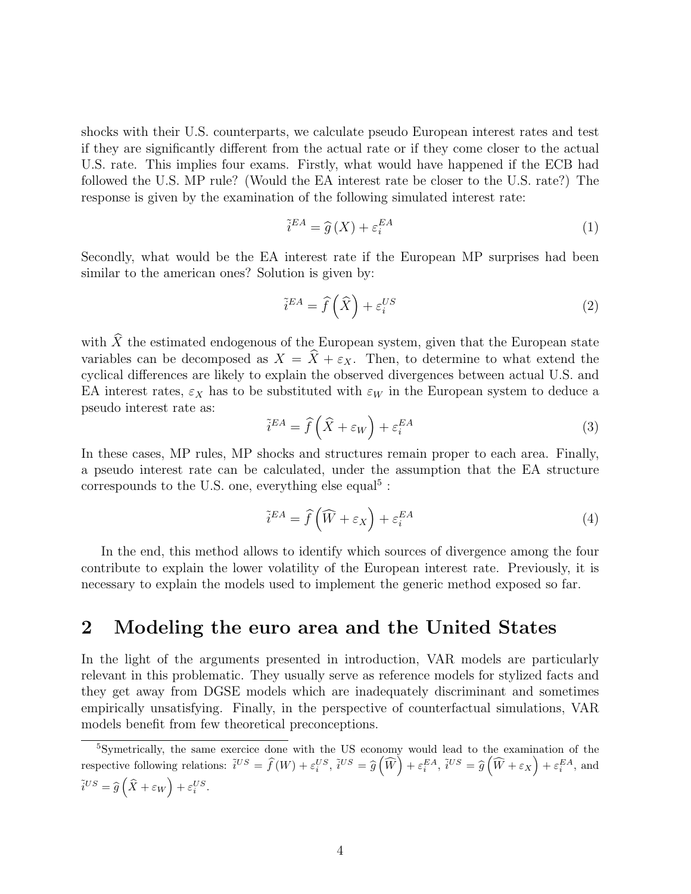shocks with their U.S. counterparts, we calculate pseudo European interest rates and test if they are significantly different from the actual rate or if they come closer to the actual U.S. rate. This implies four exams. Firstly, what would have happened if the ECB had followed the U.S. MP rule? (Would the EA interest rate be closer to the U.S. rate?) The response is given by the examination of the following simulated interest rate:

$$\tilde{i}^{EA} = \widehat{g}\left(X\right) + \varepsilon_i^{EA} \tag{1}$$

Secondly, what would be the EA interest rate if the European MP surprises had been similar to the american ones? Solution is given by:

$$\tilde{i}^{EA} = \widehat{f}\left(\widehat{X}\right) + \varepsilon_i^{US} \tag{2}$$

with $\widehat{X}$ the estimated endogenous of the European system, given that the European state variables can be decomposed as $X = \widehat{X} + \varepsilon_X$. Then, to determine to what extend the cyclical differences are likely to explain the observed divergences between actual U.S. and EA interest rates, $\varepsilon_X$ has to be substituted with $\varepsilon_W$ in the European system to deduce a pseudo interest rate as:

$$\tilde{i}^{EA} = \widehat{f}\left(\widehat{X} + \varepsilon_W\right) + \varepsilon_i^{EA} \tag{3}$$

In these cases, MP rules, MP shocks and structures remain proper to each area. Finally, a pseudo interest rate can be calculated, under the assumption that the EA structure correspounds to the U.S. one, everything else equal[5] :

$$\tilde{i}^{EA} = \widehat{f}\left(\widehat{W} + \varepsilon_X\right) + \varepsilon_i^{EA} \tag{4}$$

In the end, this method allows to identify which sources of divergence among the four contribute to explain the lower volatility of the European interest rate. Previously, it is necessary to explain the models used to implement the generic method exposed so far.

## 2 Modeling the euro area and the United States

In the light of the arguments presented in introduction, VAR models are particularly relevant in this problematic. They usually serve as reference models for stylized facts and they get away from DGSE models which are inadequately discriminant and sometimes empirically unsatisfying. Finally, in the perspective of counterfactual simulations, VAR models benefit from few theoretical preconceptions.

[5] Symetrically, the same exercice done with the US economy would lead to the examination of the respective following relations: $\tilde{i}^{US} = \widehat{f}\left(W\right) + \varepsilon_i^{US}$, $\tilde{i}^{US} = \widehat{g}\left(\widehat{W}\right) + \varepsilon_i^{EA}$, $\tilde{i}^{US} = \widehat{g}\left(\widehat{W} + \varepsilon_X\right) + \varepsilon_i^{EA}$, and $\tilde{i}^{US} = \widehat{g}\left(\widehat{X} + \varepsilon_W\right) + \varepsilon_i^{US}$.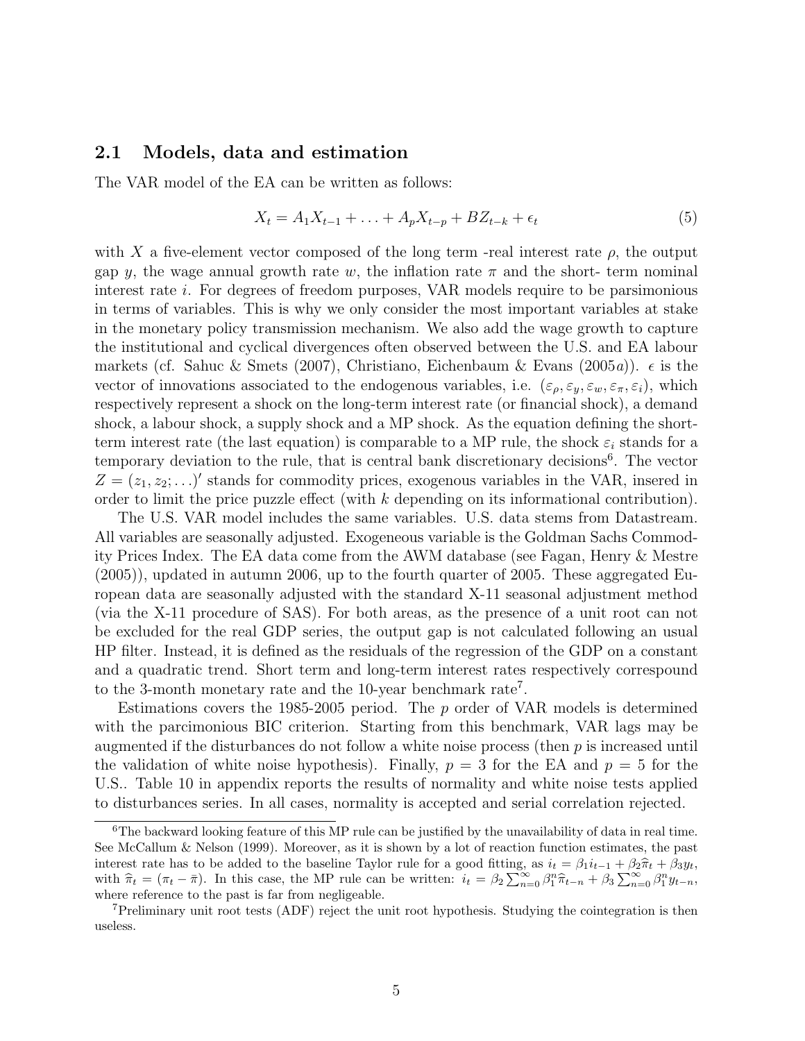### 2.1 Models, data and estimation

The VAR model of the EA can be written as follows:

$$X_t = A_1 X_{t-1} + \ldots + A_p X_{t-p} + BZ_{t-k} + \epsilon_t \tag{5}$$

with $X$ a five-element vector composed of the long term -real interest rate $\rho$, the output gap $y$, the wage annual growth rate $w$, the inflation rate $\pi$ and the short- term nominal interest rate $i$. For degrees of freedom purposes, VAR models require to be parsimonious in terms of variables. This is why we only consider the most important variables at stake in the monetary policy transmission mechanism. We also add the wage growth to capture the institutional and cyclical divergences often observed between the U.S. and EA labour markets (cf. Sahuc & Smets (2007), Christiano, Eichenbaum & Evans (2005*a*)). $\epsilon$ is the vector of innovations associated to the endogenous variables, i.e. $(\varepsilon_\rho, \varepsilon_y, \varepsilon_w, \varepsilon_\pi, \varepsilon_i)$, which respectively represent a shock on the long-term interest rate (or financial shock), a demand shock, a labour shock, a supply shock and a MP shock. As the equation defining the short-term interest rate (the last equation) is comparable to a MP rule, the shock $\varepsilon_i$ stands for a temporary deviation to the rule, that is central bank discretionary decisions[6]. The vector $Z = (z_1, z_2; \ldots)'$ stands for commodity prices, exogenous variables in the VAR, insered in order to limit the price puzzle effect (with $k$ depending on its informational contribution).

The U.S. VAR model includes the same variables. U.S. data stems from Datastream. All variables are seasonally adjusted. Exogeneous variable is the Goldman Sachs Commodity Prices Index. The EA data come from the AWM database (see Fagan, Henry & Mestre (2005)), updated in autumn 2006, up to the fourth quarter of 2005. These aggregated European data are seasonally adjusted with the standard X-11 seasonal adjustment method (via the X-11 procedure of SAS). For both areas, as the presence of a unit root can not be excluded for the real GDP series, the output gap is not calculated following an usual HP filter. Instead, it is defined as the residuals of the regression of the GDP on a constant and a quadratic trend. Short term and long-term interest rates respectively correspound to the 3-month monetary rate and the 10-year benchmark rate[7].

Estimations covers the 1985-2005 period. The $p$ order of VAR models is determined with the parcimonious BIC criterion. Starting from this benchmark, VAR lags may be augmented if the disturbances do not follow a white noise process (then $p$ is increased until the validation of white noise hypothesis). Finally, $p = 3$ for the EA and $p = 5$ for the U.S.. Table 10 in appendix reports the results of normality and white noise tests applied to disturbances series. In all cases, normality is accepted and serial correlation rejected.

[6] The backward looking feature of this MP rule can be justified by the unavailability of data in real time. See McCallum & Nelson (1999). Moreover, as it is shown by a lot of reaction function estimates, the past interest rate has to be added to the baseline Taylor rule for a good fitting, as $i_t = \beta_1 i_{t-1} + \beta_2 \widehat{\pi}_t + \beta_3 y_t$, with $\widehat{\pi}_t = (\pi_t - \bar{\pi})$. In this case, the MP rule can be written: $i_t = \beta_2 \sum_{n=0}^{\infty} \beta_1^n \widehat{\pi}_{t-n} + \beta_3 \sum_{n=0}^{\infty} \beta_1^n y_{t-n}$, where reference to the past is far from negligeable.

[7] Preliminary unit root tests (ADF) reject the unit root hypothesis. Studying the cointegration is then useless.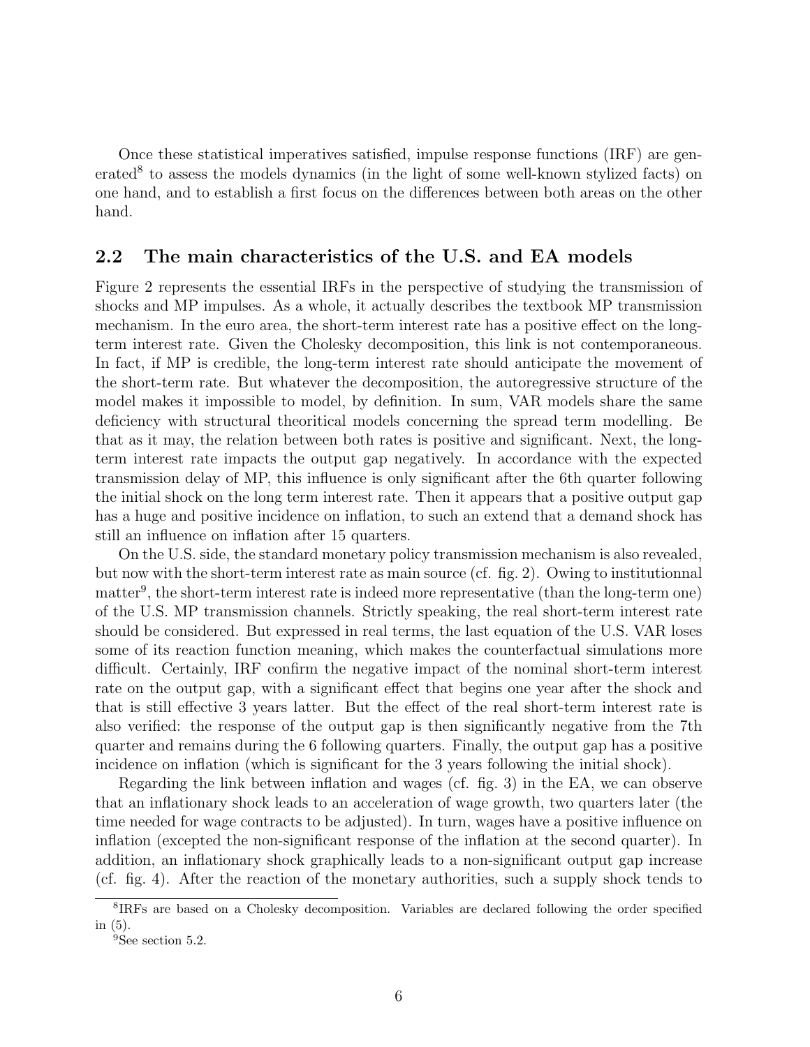Once these statistical imperatives satisfied, impulse response functions (IRF) are generated[8] to assess the models dynamics (in the light of some well-known stylized facts) on one hand, and to establish a first focus on the differences between both areas on the other hand.

## 2.2 The main characteristics of the U.S. and EA models

Figure 2 represents the essential IRFs in the perspective of studying the transmission of shocks and MP impulses. As a whole, it actually describes the textbook MP transmission mechanism. In the euro area, the short-term interest rate has a positive effect on the long-term interest rate. Given the Cholesky decomposition, this link is not contemporaneous. In fact, if MP is credible, the long-term interest rate should anticipate the movement of the short-term rate. But whatever the decomposition, the autoregressive structure of the model makes it impossible to model, by definition. In sum, VAR models share the same deficiency with structural theoritical models concerning the spread term modelling. Be that as it may, the relation between both rates is positive and significant. Next, the long-term interest rate impacts the output gap negatively. In accordance with the expected transmission delay of MP, this influence is only significant after the 6th quarter following the initial shock on the long term interest rate. Then it appears that a positive output gap has a huge and positive incidence on inflation, to such an extend that a demand shock has still an influence on inflation after 15 quarters.

On the U.S. side, the standard monetary policy transmission mechanism is also revealed, but now with the short-term interest rate as main source (cf. fig. 2). Owing to institutionnal matter[9], the short-term interest rate is indeed more representative (than the long-term one) of the U.S. MP transmission channels. Strictly speaking, the real short-term interest rate should be considered. But expressed in real terms, the last equation of the U.S. VAR loses some of its reaction function meaning, which makes the counterfactual simulations more difficult. Certainly, IRF confirm the negative impact of the nominal short-term interest rate on the output gap, with a significant effect that begins one year after the shock and that is still effective 3 years latter. But the effect of the real short-term interest rate is also verified: the response of the output gap is then significantly negative from the 7th quarter and remains during the 6 following quarters. Finally, the output gap has a positive incidence on inflation (which is significant for the 3 years following the initial shock).

Regarding the link between inflation and wages (cf. fig. 3) in the EA, we can observe that an inflationary shock leads to an acceleration of wage growth, two quarters later (the time needed for wage contracts to be adjusted). In turn, wages have a positive influence on inflation (excepted the non-significant response of the inflation at the second quarter). In addition, an inflationary shock graphically leads to a non-significant output gap increase (cf. fig. 4). After the reaction of the monetary authorities, such a supply shock tends to

[8] IRFs are based on a Cholesky decomposition. Variables are declared following the order specified in (5).

[9] See section 5.2.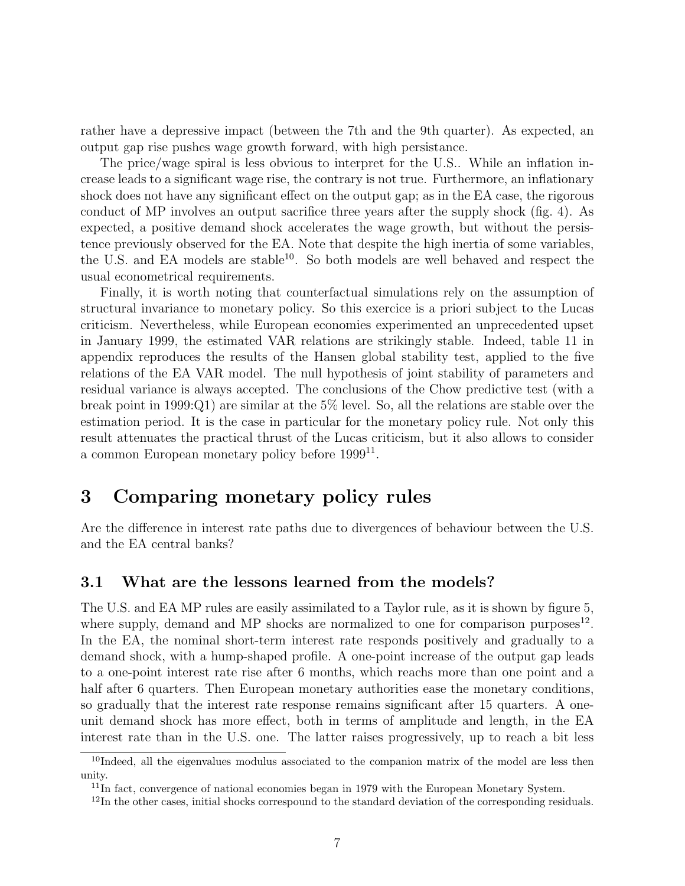rather have a depressive impact (between the 7th and the 9th quarter). As expected, an output gap rise pushes wage growth forward, with high persistance.

The price/wage spiral is less obvious to interpret for the U.S.. While an inflation increase leads to a significant wage rise, the contrary is not true. Furthermore, an inflationary shock does not have any significant effect on the output gap; as in the EA case, the rigorous conduct of MP involves an output sacrifice three years after the supply shock (fig. 4). As expected, a positive demand shock accelerates the wage growth, but without the persistence previously observed for the EA. Note that despite the high inertia of some variables, the U.S. and EA models are stable[10]. So both models are well behaved and respect the usual econometrical requirements.

Finally, it is worth noting that counterfactual simulations rely on the assumption of structural invariance to monetary policy. So this exercice is a priori subject to the Lucas criticism. Nevertheless, while European economies experimented an unprecedented upset in January 1999, the estimated VAR relations are strikingly stable. Indeed, table 11 in appendix reproduces the results of the Hansen global stability test, applied to the five relations of the EA VAR model. The null hypothesis of joint stability of parameters and residual variance is always accepted. The conclusions of the Chow predictive test (with a break point in 1999:Q1) are similar at the 5% level. So, all the relations are stable over the estimation period. It is the case in particular for the monetary policy rule. Not only this result attenuates the practical thrust of the Lucas criticism, but it also allows to consider a common European monetary policy before 1999[11].

# 3 Comparing monetary policy rules

Are the difference in interest rate paths due to divergences of behaviour between the U.S. and the EA central banks?

## 3.1 What are the lessons learned from the models?

The U.S. and EA MP rules are easily assimilated to a Taylor rule, as it is shown by figure 5, where supply, demand and MP shocks are normalized to one for comparison purposes[12]. In the EA, the nominal short-term interest rate responds positively and gradually to a demand shock, with a hump-shaped profile. A one-point increase of the output gap leads to a one-point interest rate rise after 6 months, which reachs more than one point and a half after 6 quarters. Then European monetary authorities ease the monetary conditions, so gradually that the interest rate response remains significant after 15 quarters. A one-unit demand shock has more effect, both in terms of amplitude and length, in the EA interest rate than in the U.S. one. The latter raises progressively, up to reach a bit less

[10] Indeed, all the eigenvalues modulus associated to the companion matrix of the model are less then unity.

[11] In fact, convergence of national economies began in 1979 with the European Monetary System.

[12] In the other cases, initial shocks correspound to the standard deviation of the corresponding residuals.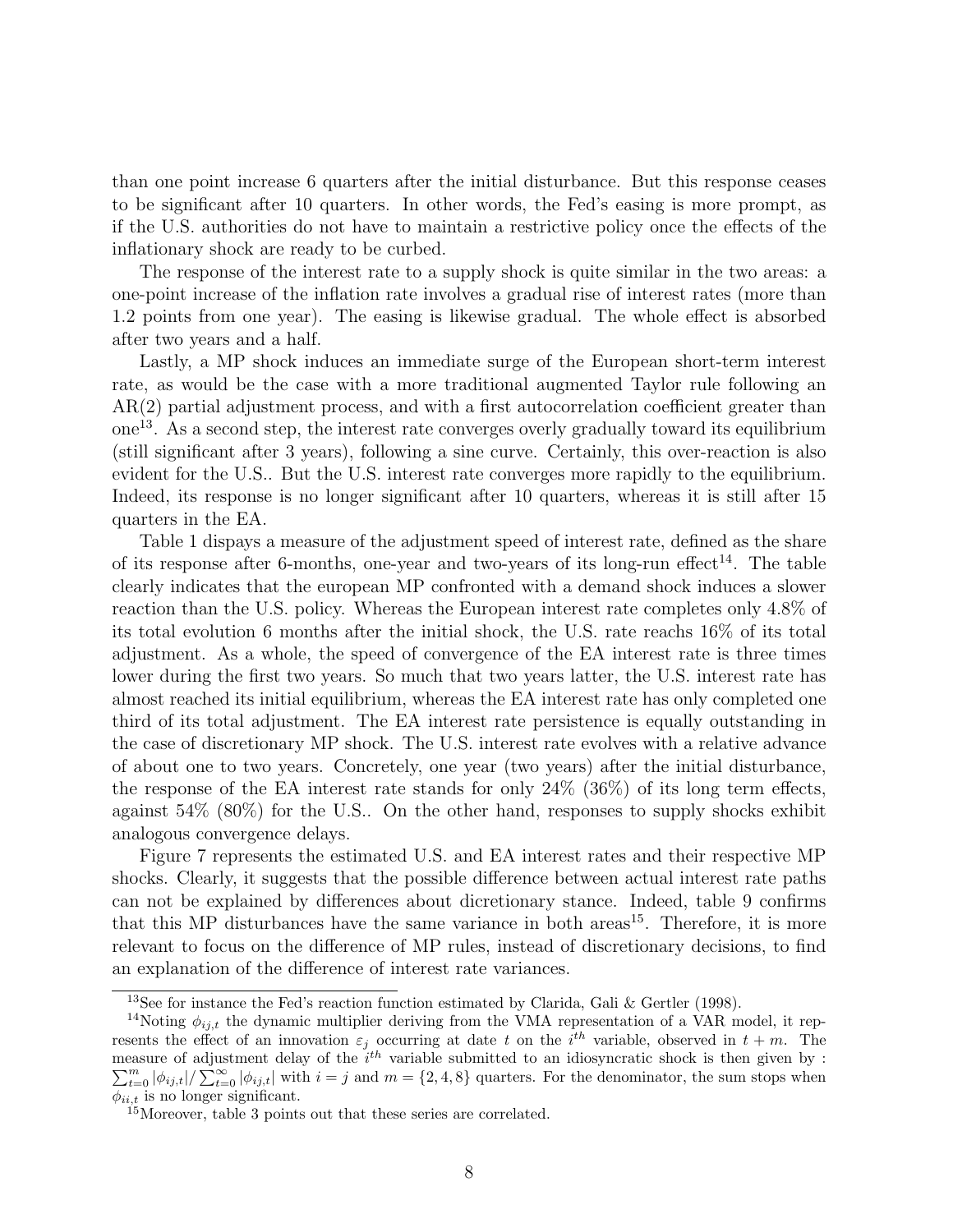than one point increase 6 quarters after the initial disturbance. But this response ceases to be significant after 10 quarters. In other words, the Fed's easing is more prompt, as if the U.S. authorities do not have to maintain a restrictive policy once the effects of the inflationary shock are ready to be curbed.

The response of the interest rate to a supply shock is quite similar in the two areas: a one-point increase of the inflation rate involves a gradual rise of interest rates (more than 1.2 points from one year). The easing is likewise gradual. The whole effect is absorbed after two years and a half.

Lastly, a MP shock induces an immediate surge of the European short-term interest rate, as would be the case with a more traditional augmented Taylor rule following an AR(2) partial adjustment process, and with a first autocorrelation coefficient greater than one[13]. As a second step, the interest rate converges overly gradually toward its equilibrium (still significant after 3 years), following a sine curve. Certainly, this over-reaction is also evident for the U.S.. But the U.S. interest rate converges more rapidly to the equilibrium. Indeed, its response is no longer significant after 10 quarters, whereas it is still after 15 quarters in the EA.

Table 1 dispays a measure of the adjustment speed of interest rate, defined as the share of its response after 6-months, one-year and two-years of its long-run effect[14]. The table clearly indicates that the european MP confronted with a demand shock induces a slower reaction than the U.S. policy. Whereas the European interest rate completes only 4.8% of its total evolution 6 months after the initial shock, the U.S. rate reachs 16% of its total adjustment. As a whole, the speed of convergence of the EA interest rate is three times lower during the first two years. So much that two years latter, the U.S. interest rate has almost reached its initial equilibrium, whereas the EA interest rate has only completed one third of its total adjustment. The EA interest rate persistence is equally outstanding in the case of discretionary MP shock. The U.S. interest rate evolves with a relative advance of about one to two years. Concretely, one year (two years) after the initial disturbance, the response of the EA interest rate stands for only 24% (36%) of its long term effects, against 54% (80%) for the U.S.. On the other hand, responses to supply shocks exhibit analogous convergence delays.

Figure 7 represents the estimated U.S. and EA interest rates and their respective MP shocks. Clearly, it suggests that the possible difference between actual interest rate paths can not be explained by differences about dicretionary stance. Indeed, table 9 confirms that this MP disturbances have the same variance in both areas[15]. Therefore, it is more relevant to focus on the difference of MP rules, instead of discretionary decisions, to find an explanation of the difference of interest rate variances.

---

[13] See for instance the Fed's reaction function estimated by Clarida, Gali & Gertler (1998).

[14] Noting $\phi_{ij,t}$ the dynamic multiplier deriving from the VMA representation of a VAR model, it represents the effect of an innovation $\varepsilon_j$ occurring at date $t$ on the $i^{th}$ variable, observed in $t+m$. The measure of adjustment delay of the $i^{th}$ variable submitted to an idiosyncratic shock is then given by : $\sum_{t=0}^{m} |\phi_{ij,t}| / \sum_{t=0}^{\infty} |\phi_{ij,t}|$ with $i = j$ and $m = \{2, 4, 8\}$ quarters. For the denominator, the sum stops when $\phi_{ii,t}$ is no longer significant.

[15] Moreover, table 3 points out that these series are correlated.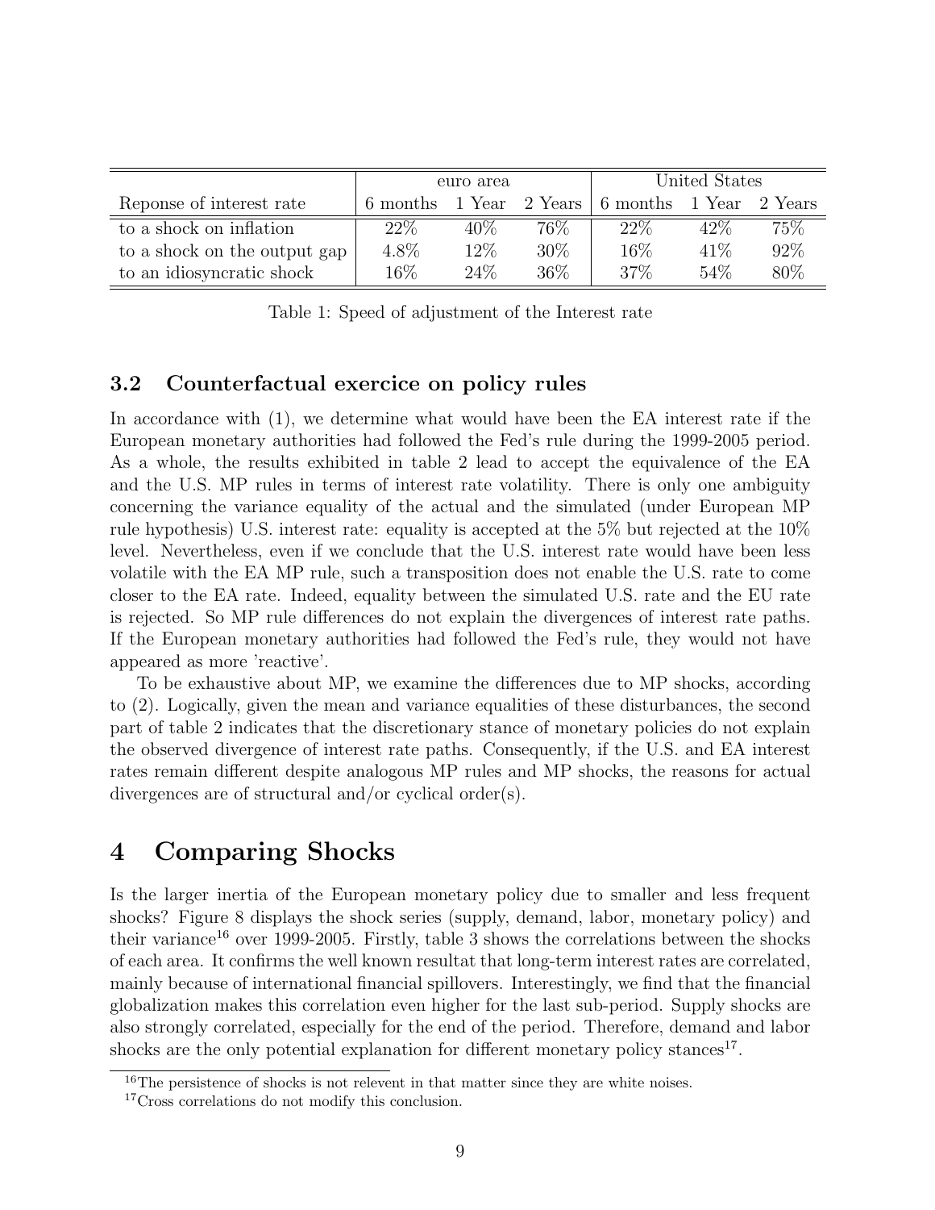| Reponse of interest rate | euro area | | | United States | | |
|---|---|---|---|---|---|---|
| | 6 months | 1 Year | 2 Years | 6 months | 1 Year | 2 Years |
| to a shock on inflation | 22% | 40% | 76% | 22% | 42% | 75% |
| to a shock on the output gap | 4.8% | 12% | 30% | 16% | 41% | 92% |
| to an idiosyncratic shock | 16% | 24% | 36% | 37% | 54% | 80% |

Table 1: Speed of adjustment of the Interest rate

### 3.2 Counterfactual exercice on policy rules

In accordance with (1), we determine what would have been the EA interest rate if the European monetary authorities had followed the Fed's rule during the 1999-2005 period. As a whole, the results exhibited in table 2 lead to accept the equivalence of the EA and the U.S. MP rules in terms of interest rate volatility. There is only one ambiguity concerning the variance equality of the actual and the simulated (under European MP rule hypothesis) U.S. interest rate: equality is accepted at the 5% but rejected at the 10% level. Nevertheless, even if we conclude that the U.S. interest rate would have been less volatile with the EA MP rule, such a transposition does not enable the U.S. rate to come closer to the EA rate. Indeed, equality between the simulated U.S. rate and the EU rate is rejected. So MP rule differences do not explain the divergences of interest rate paths. If the European monetary authorities had followed the Fed's rule, they would not have appeared as more 'reactive'.

To be exhaustive about MP, we examine the differences due to MP shocks, according to (2). Logically, given the mean and variance equalities of these disturbances, the second part of table 2 indicates that the discretionary stance of monetary policies do not explain the observed divergence of interest rate paths. Consequently, if the U.S. and EA interest rates remain different despite analogous MP rules and MP shocks, the reasons for actual divergences are of structural and/or cyclical order(s).

## 4 Comparing Shocks

Is the larger inertia of the European monetary policy due to smaller and less frequent shocks? Figure 8 displays the shock series (supply, demand, labor, monetary policy) and their variance[16] over 1999-2005. Firstly, table 3 shows the correlations between the shocks of each area. It confirms the well known resultat that long-term interest rates are correlated, mainly because of international financial spillovers. Interestingly, we find that the financial globalization makes this correlation even higher for the last sub-period. Supply shocks are also strongly correlated, especially for the end of the period. Therefore, demand and labor shocks are the only potential explanation for different monetary policy stances[17].

[16] The persistence of shocks is not relevent in that matter since they are white noises.

[17] Cross correlations do not modify this conclusion.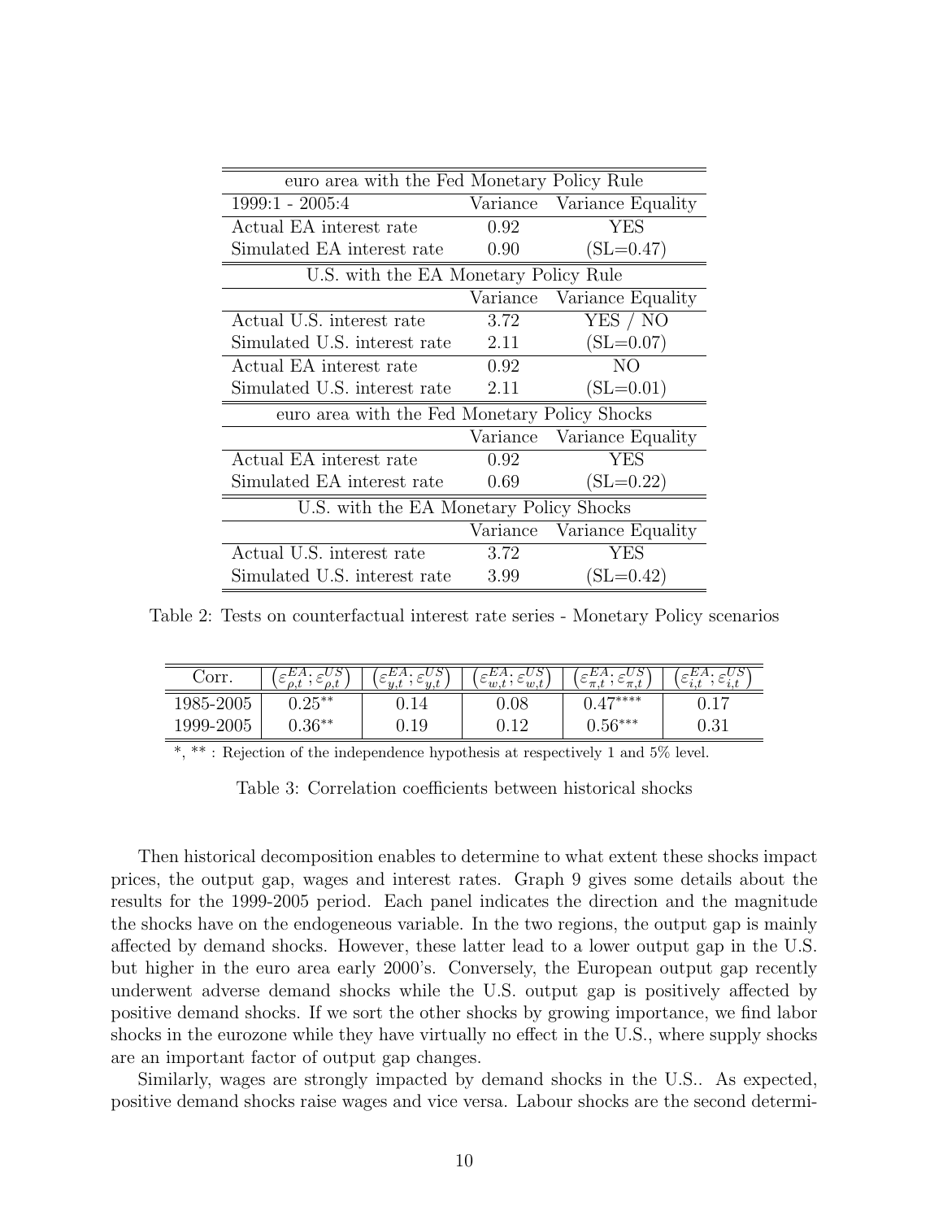| euro area with the Fed Monetary Policy Rule | | |
|---|---|---|
| 1999:1 - 2005:4 | Variance | Variance Equality |
| Actual EA interest rate | 0.92 | YES |
| Simulated EA interest rate | 0.90 | (SL=0.47) |
| **U.S. with the EA Monetary Policy Rule** | | |
| | Variance | Variance Equality |
| Actual U.S. interest rate | 3.72 | YES / NO |
| Simulated U.S. interest rate | 2.11 | (SL=0.07) |
| Actual EA interest rate | 0.92 | NO |
| Simulated U.S. interest rate | 2.11 | (SL=0.01) |
| **euro area with the Fed Monetary Policy Shocks** | | |
| | Variance | Variance Equality |
| Actual EA interest rate | 0.92 | YES |
| Simulated EA interest rate | 0.69 | (SL=0.22) |
| **U.S. with the EA Monetary Policy Shocks** | | |
| | Variance | Variance Equality |
| Actual U.S. interest rate | 3.72 | YES |
| Simulated U.S. interest rate | 3.99 | (SL=0.42) |

Table 2: Tests on counterfactual interest rate series - Monetary Policy scenarios

| Corr. | $\left(\varepsilon_{\rho,t}^{EA};\varepsilon_{\rho,t}^{US}\right)$ | $\left(\varepsilon_{y,t}^{EA};\varepsilon_{y,t}^{US}\right)$ | $\left(\varepsilon_{w,t}^{EA};\varepsilon_{w,t}^{US}\right)$ | $\left(\varepsilon_{\pi,t}^{EA};\varepsilon_{\pi,t}^{US}\right)$ | $\left(\varepsilon_{i,t}^{EA};\varepsilon_{i,t}^{US}\right)$ |
|---|---|---|---|---|---|
| 1985-2005 | $0.25^{**}$ | 0.14 | 0.08 | $0.47^{****}$ | 0.17 |
| 1999-2005 | $0.36^{**}$ | 0.19 | 0.12 | $0.56^{***}$ | 0.31 |

*, ** : Rejection of the independence hypothesis at respectively 1 and 5% level.

Table 3: Correlation coefficients between historical shocks

Then historical decomposition enables to determine to what extent these shocks impact prices, the output gap, wages and interest rates. Graph 9 gives some details about the results for the 1999-2005 period. Each panel indicates the direction and the magnitude the shocks have on the endogeneous variable. In the two regions, the output gap is mainly affected by demand shocks. However, these latter lead to a lower output gap in the U.S. but higher in the euro area early 2000's. Conversely, the European output gap recently underwent adverse demand shocks while the U.S. output gap is positively affected by positive demand shocks. If we sort the other shocks by growing importance, we find labor shocks in the eurozone while they have virtually no effect in the U.S., where supply shocks are an important factor of output gap changes.

Similarly, wages are strongly impacted by demand shocks in the U.S.. As expected, positive demand shocks raise wages and vice versa. Labour shocks are the second determi-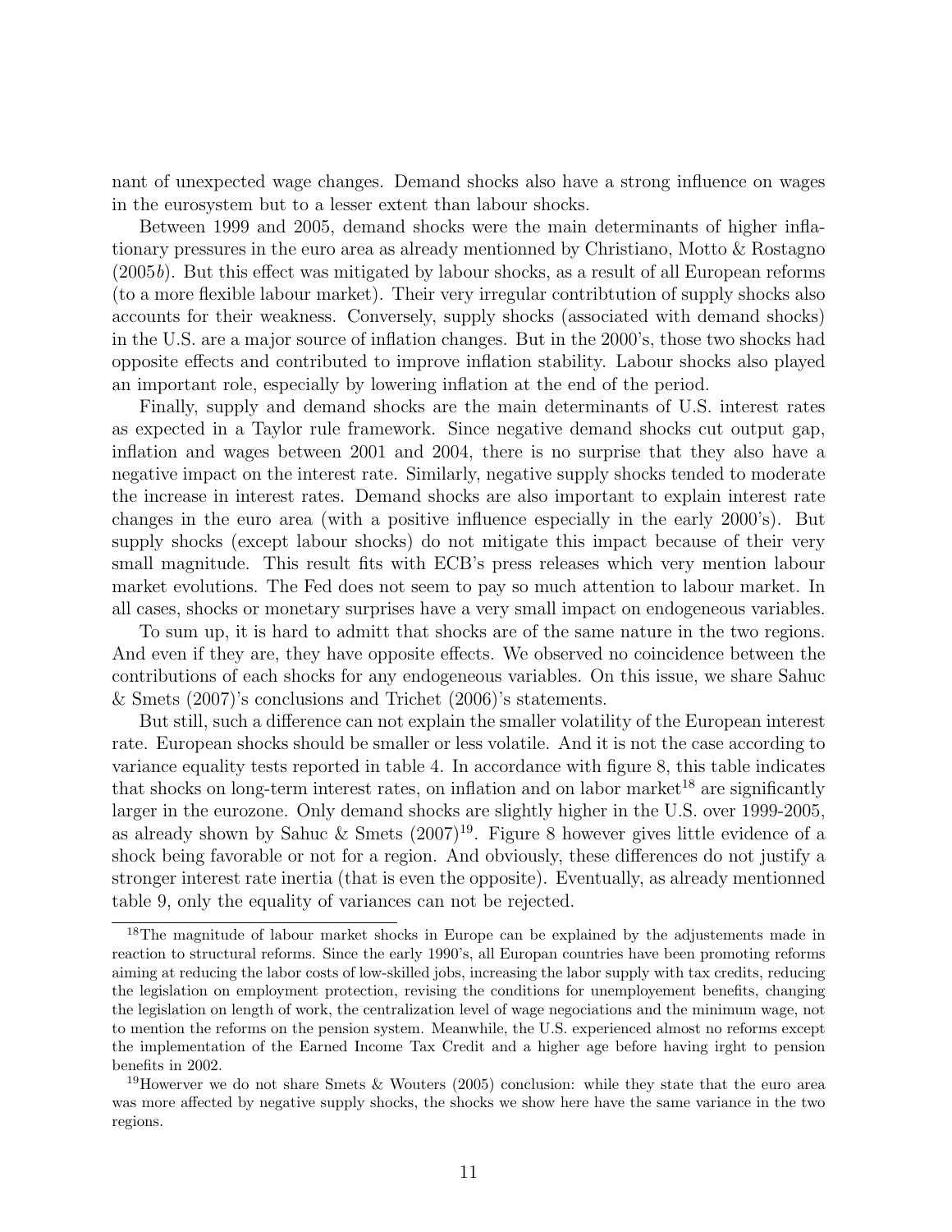nant of unexpected wage changes. Demand shocks also have a strong influence on wages in the eurosystem but to a lesser extent than labour shocks.

Between 1999 and 2005, demand shocks were the main determinants of higher inflationary pressures in the euro area as already mentionned by Christiano, Motto & Rostagno (2005*b*). But this effect was mitigated by labour shocks, as a result of all European reforms (to a more flexible labour market). Their very irregular contribtution of supply shocks also accounts for their weakness. Conversely, supply shocks (associated with demand shocks) in the U.S. are a major source of inflation changes. But in the 2000's, those two shocks had opposite effects and contributed to improve inflation stability. Labour shocks also played an important role, especially by lowering inflation at the end of the period.

Finally, supply and demand shocks are the main determinants of U.S. interest rates as expected in a Taylor rule framework. Since negative demand shocks cut output gap, inflation and wages between 2001 and 2004, there is no surprise that they also have a negative impact on the interest rate. Similarly, negative supply shocks tended to moderate the increase in interest rates. Demand shocks are also important to explain interest rate changes in the euro area (with a positive influence especially in the early 2000's). But supply shocks (except labour shocks) do not mitigate this impact because of their very small magnitude. This result fits with ECB's press releases which very mention labour market evolutions. The Fed does not seem to pay so much attention to labour market. In all cases, shocks or monetary surprises have a very small impact on endogeneous variables.

To sum up, it is hard to admitt that shocks are of the same nature in the two regions. And even if they are, they have opposite effects. We observed no coincidence between the contributions of each shocks for any endogeneous variables. On this issue, we share Sahuc & Smets (2007)'s conclusions and Trichet (2006)'s statements.

But still, such a difference can not explain the smaller volatility of the European interest rate. European shocks should be smaller or less volatile. And it is not the case according to variance equality tests reported in table 4. In accordance with figure 8, this table indicates that shocks on long-term interest rates, on inflation and on labor market[18] are significantly larger in the eurozone. Only demand shocks are slightly higher in the U.S. over 1999-2005, as already shown by Sahuc & Smets (2007)[19]. Figure 8 however gives little evidence of a shock being favorable or not for a region. And obviously, these differences do not justify a stronger interest rate inertia (that is even the opposite). Eventually, as already mentionned table 9, only the equality of variances can not be rejected.

[18]The magnitude of labour market shocks in Europe can be explained by the adjustements made in reaction to structural reforms. Since the early 1990's, all Europan countries have been promoting reforms aiming at reducing the labor costs of low-skilled jobs, increasing the labor supply with tax credits, reducing the legislation on employment protection, revising the conditions for unemployement benefits, changing the legislation on length of work, the centralization level of wage negociations and the minimum wage, not to mention the reforms on the pension system. Meanwhile, the U.S. experienced almost no reforms except the implementation of the Earned Income Tax Credit and a higher age before having irght to pension benefits in 2002.

[19]Howerver we do not share Smets & Wouters (2005) conclusion: while they state that the euro area was more affected by negative supply shocks, the shocks we show here have the same variance in the two regions.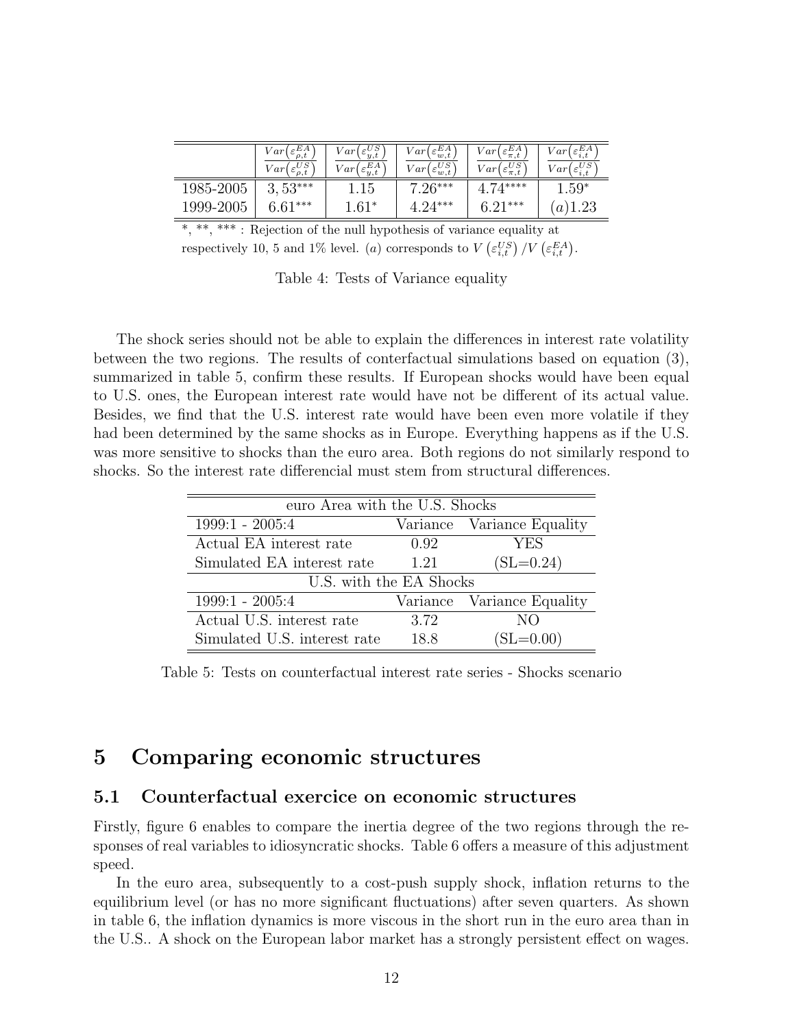|  | $\frac{Var(\varepsilon_{\rho,t}^{EA})}{Var(\varepsilon_{\rho,t}^{US})}$ | $\frac{Var(\varepsilon_{y,t}^{US})}{Var(\varepsilon_{y,t}^{EA})}$ | $\frac{Var(\varepsilon_{w,t}^{EA})}{Var(\varepsilon_{w,t}^{US})}$ | $\frac{Var(\varepsilon_{\pi,t}^{EA})}{Var(\varepsilon_{\pi,t}^{US})}$ | $\frac{Var(\varepsilon_{i,t}^{EA})}{Var(\varepsilon_{i,t}^{US})}$ |
|---|---|---|---|---|---|
| 1985-2005 | $3,53^{***}$ | 1.15 | $7.26^{***}$ | $4.74^{****}$ | $1.59^{*}$ |
| 1999-2005 | $6.61^{***}$ | $1.61^{*}$ | $4.24^{***}$ | $6.21^{***}$ | $(a)1.23$ |

*, **, *** : Rejection of the null hypothesis of variance equality at respectively 10, 5 and 1% level. $(a)$ corresponds to $V\left(\varepsilon_{i,t}^{US}\right)/V\left(\varepsilon_{i,t}^{EA}\right)$.

Table 4: Tests of Variance equality

The shock series should not be able to explain the differences in interest rate volatility between the two regions. The results of conterfactual simulations based on equation (3), summarized in table 5, confirm these results. If European shocks would have been equal to U.S. ones, the European interest rate would have not be different of its actual value. Besides, we find that the U.S. interest rate would have been even more volatile if they had been determined by the same shocks as in Europe. Everything happens as if the U.S. was more sensitive to shocks than the euro area. Both regions do not similarly respond to shocks. So the interest rate differencial must stem from structural differences.

| euro Area with the U.S. Shocks | | |
|---|---|---|
| 1999:1 - 2005:4 | Variance | Variance Equality |
| Actual EA interest rate | 0.92 | YES |
| Simulated EA interest rate | 1.21 | (SL=0.24) |
| U.S. with the EA Shocks | | |
| 1999:1 - 2005:4 | Variance | Variance Equality |
| Actual U.S. interest rate | 3.72 | NO |
| Simulated U.S. interest rate | 18.8 | (SL=0.00) |

Table 5: Tests on counterfactual interest rate series - Shocks scenario

# 5 Comparing economic structures

## 5.1 Counterfactual exercice on economic structures

Firstly, figure 6 enables to compare the inertia degree of the two regions through the responses of real variables to idiosyncratic shocks. Table 6 offers a measure of this adjustment speed.

In the euro area, subsequently to a cost-push supply shock, inflation returns to the equilibrium level (or has no more significant fluctuations) after seven quarters. As shown in table 6, the inflation dynamics is more viscous in the short run in the euro area than in the U.S.. A shock on the European labor market has a strongly persistent effect on wages.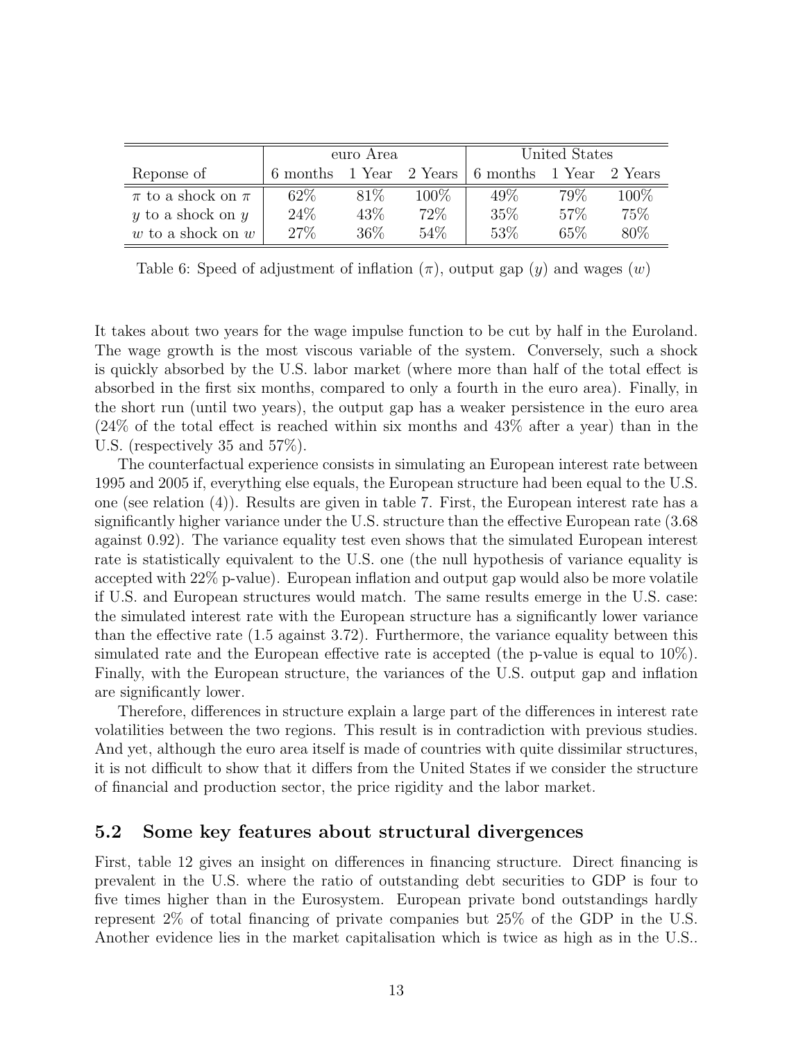| Reponse of | euro Area | | | United States | | |
|---|---|---|---|---|---|---|
| | 6 months | 1 Year | 2 Years | 6 months | 1 Year | 2 Years |
| $\pi$ to a shock on $\pi$ | 62% | 81% | 100% | 49% | 79% | 100% |
| $y$ to a shock on $y$ | 24% | 43% | 72% | 35% | 57% | 75% |
| $w$ to a shock on $w$ | 27% | 36% | 54% | 53% | 65% | 80% |

Table 6: Speed of adjustment of inflation ($\pi$), output gap ($y$) and wages ($w$)

It takes about two years for the wage impulse function to be cut by half in the Euroland. The wage growth is the most viscous variable of the system. Conversely, such a shock is quickly absorbed by the U.S. labor market (where more than half of the total effect is absorbed in the first six months, compared to only a fourth in the euro area). Finally, in the short run (until two years), the output gap has a weaker persistence in the euro area (24% of the total effect is reached within six months and 43% after a year) than in the U.S. (respectively 35 and 57%).

The counterfactual experience consists in simulating an European interest rate between 1995 and 2005 if, everything else equals, the European structure had been equal to the U.S. one (see relation (4)). Results are given in table 7. First, the European interest rate has a significantly higher variance under the U.S. structure than the effective European rate (3.68 against 0.92). The variance equality test even shows that the simulated European interest rate is statistically equivalent to the U.S. one (the null hypothesis of variance equality is accepted with 22% p-value). European inflation and output gap would also be more volatile if U.S. and European structures would match. The same results emerge in the U.S. case: the simulated interest rate with the European structure has a significantly lower variance than the effective rate (1.5 against 3.72). Furthermore, the variance equality between this simulated rate and the European effective rate is accepted (the p-value is equal to 10%). Finally, with the European structure, the variances of the U.S. output gap and inflation are significantly lower.

Therefore, differences in structure explain a large part of the differences in interest rate volatilities between the two regions. This result is in contradiction with previous studies. And yet, although the euro area itself is made of countries with quite dissimilar structures, it is not difficult to show that it differs from the United States if we consider the structure of financial and production sector, the price rigidity and the labor market.

## 5.2 Some key features about structural divergences

First, table 12 gives an insight on differences in financing structure. Direct financing is prevalent in the U.S. where the ratio of outstanding debt securities to GDP is four to five times higher than in the Eurosystem. European private bond outstandings hardly represent 2% of total financing of private companies but 25% of the GDP in the U.S. Another evidence lies in the market capitalisation which is twice as high as in the U.S..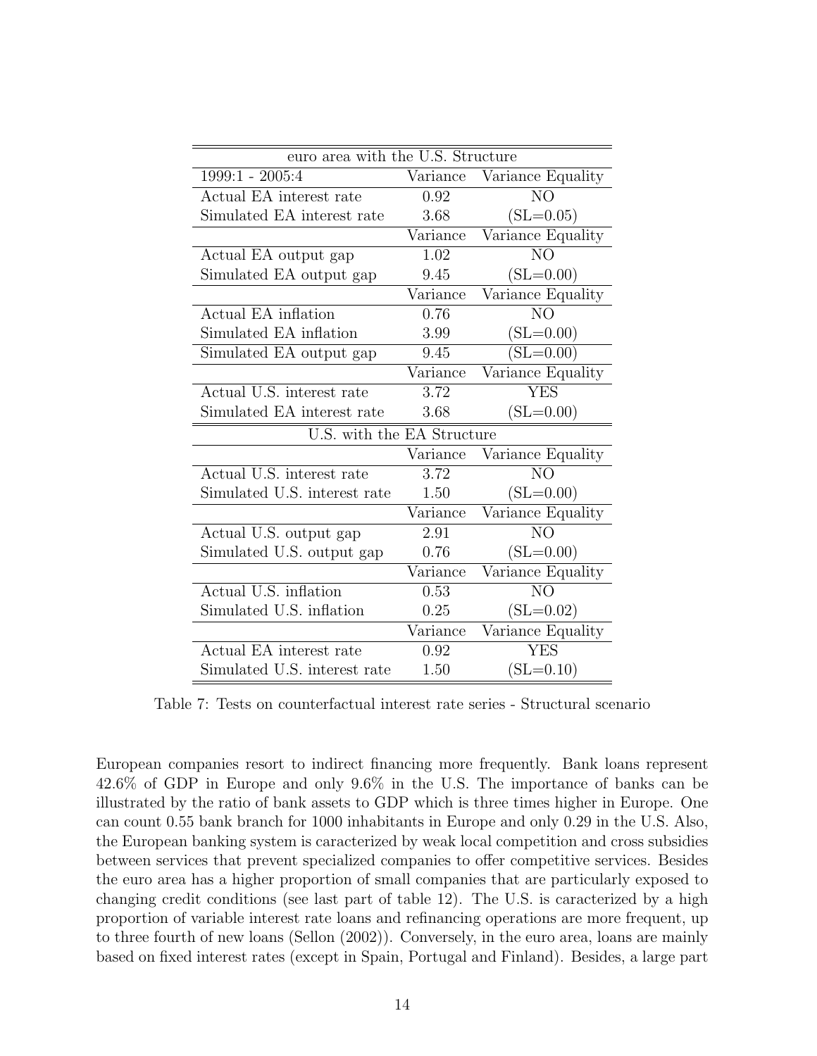| euro area with the U.S. Structure | | |
|---|---|---|
| 1999:1 - 2005:4 | Variance | Variance Equality |
| Actual EA interest rate | 0.92 | NO |
| Simulated EA interest rate | 3.68 | (SL=0.05) |
| | Variance | Variance Equality |
| Actual EA output gap | 1.02 | NO |
| Simulated EA output gap | 9.45 | (SL=0.00) |
| | Variance | Variance Equality |
| Actual EA inflation | 0.76 | NO |
| Simulated EA inflation | 3.99 | (SL=0.00) |
| Simulated EA output gap | 9.45 | (SL=0.00) |
| | Variance | Variance Equality |
| Actual U.S. interest rate | 3.72 | YES |
| Simulated EA interest rate | 3.68 | (SL=0.00) |
| U.S. with the EA Structure | | |
| | Variance | Variance Equality |
| Actual U.S. interest rate | 3.72 | NO |
| Simulated U.S. interest rate | 1.50 | (SL=0.00) |
| | Variance | Variance Equality |
| Actual U.S. output gap | 2.91 | NO |
| Simulated U.S. output gap | 0.76 | (SL=0.00) |
| | Variance | Variance Equality |
| Actual U.S. inflation | 0.53 | NO |
| Simulated U.S. inflation | 0.25 | (SL=0.02) |
| | Variance | Variance Equality |
| Actual EA interest rate | 0.92 | YES |
| Simulated U.S. interest rate | 1.50 | (SL=0.10) |

Table 7: Tests on counterfactual interest rate series - Structural scenario

European companies resort to indirect financing more frequently. Bank loans represent 42.6% of GDP in Europe and only 9.6% in the U.S. The importance of banks can be illustrated by the ratio of bank assets to GDP which is three times higher in Europe. One can count 0.55 bank branch for 1000 inhabitants in Europe and only 0.29 in the U.S. Also, the European banking system is caracterized by weak local competition and cross subsidies between services that prevent specialized companies to offer competitive services. Besides the euro area has a higher proportion of small companies that are particularly exposed to changing credit conditions (see last part of table 12). The U.S. is caracterized by a high proportion of variable interest rate loans and refinancing operations are more frequent, up to three fourth of new loans (Sellon (2002)). Conversely, in the euro area, loans are mainly based on fixed interest rates (except in Spain, Portugal and Finland). Besides, a large part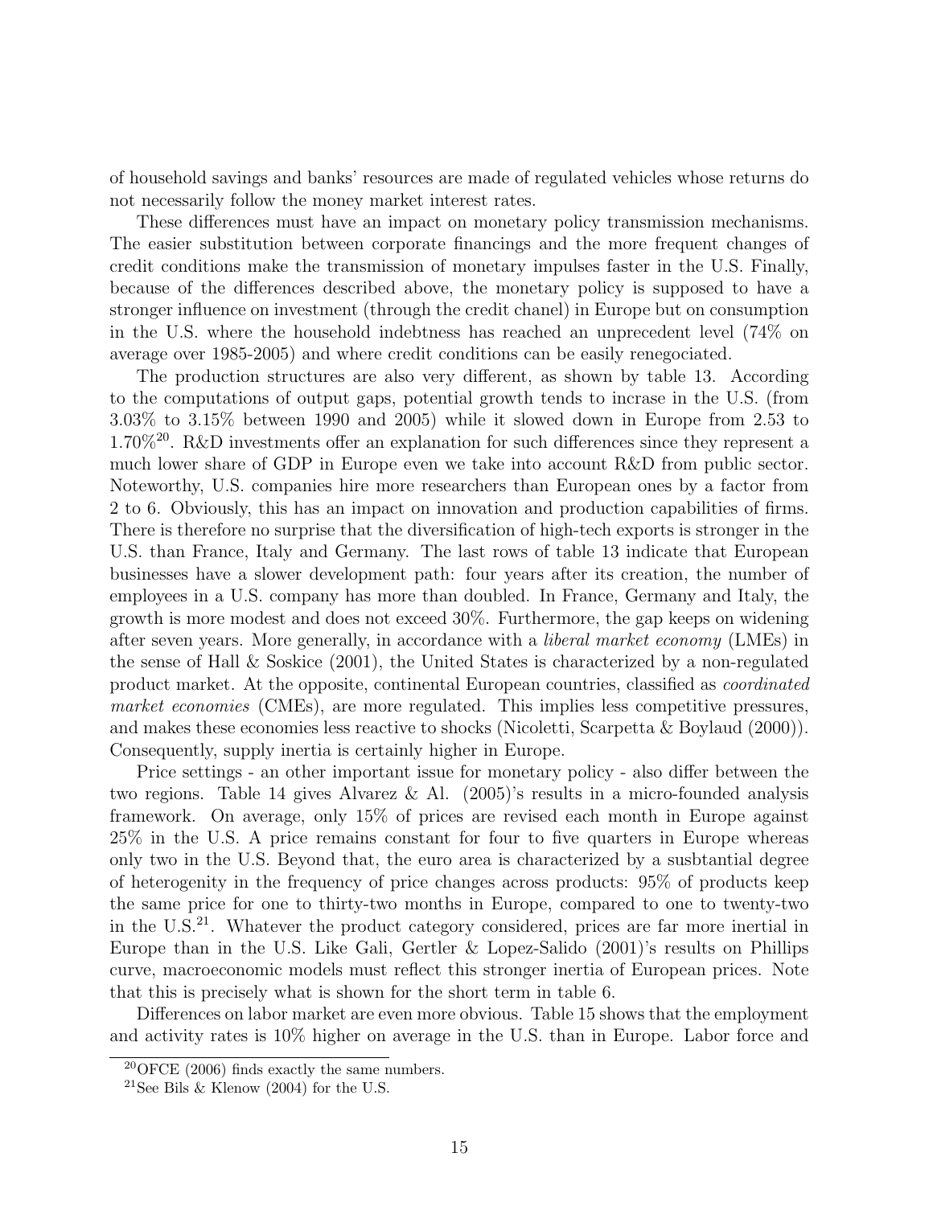of household savings and banks' resources are made of regulated vehicles whose returns do not necessarily follow the money market interest rates.

These differences must have an impact on monetary policy transmission mechanisms. The easier substitution between corporate financings and the more frequent changes of credit conditions make the transmission of monetary impulses faster in the U.S. Finally, because of the differences described above, the monetary policy is supposed to have a stronger influence on investment (through the credit chanel) in Europe but on consumption in the U.S. where the household indebtness has reached an unprecedent level (74% on average over 1985-2005) and where credit conditions can be easily renegociated.

The production structures are also very different, as shown by table 13. According to the computations of output gaps, potential growth tends to incrase in the U.S. (from 3.03% to 3.15% between 1990 and 2005) while it slowed down in Europe from 2.53 to 1.70%[20]. R&D investments offer an explanation for such differences since they represent a much lower share of GDP in Europe even we take into account R&D from public sector. Noteworthy, U.S. companies hire more researchers than European ones by a factor from 2 to 6. Obviously, this has an impact on innovation and production capabilities of firms. There is therefore no surprise that the diversification of high-tech exports is stronger in the U.S. than France, Italy and Germany. The last rows of table 13 indicate that European businesses have a slower development path: four years after its creation, the number of employees in a U.S. company has more than doubled. In France, Germany and Italy, the growth is more modest and does not exceed 30%. Furthermore, the gap keeps on widening after seven years. More generally, in accordance with a *liberal market economy* (LMEs) in the sense of Hall & Soskice (2001), the United States is characterized by a non-regulated product market. At the opposite, continental European countries, classified as *coordinated market economies* (CMEs), are more regulated. This implies less competitive pressures, and makes these economies less reactive to shocks (Nicoletti, Scarpetta & Boylaud (2000)). Consequently, supply inertia is certainly higher in Europe.

Price settings - an other important issue for monetary policy - also differ between the two regions. Table 14 gives Alvarez & Al. (2005)'s results in a micro-founded analysis framework. On average, only 15% of prices are revised each month in Europe against 25% in the U.S. A price remains constant for four to five quarters in Europe whereas only two in the U.S. Beyond that, the euro area is characterized by a susbtantial degree of heterogenity in the frequency of price changes across products: 95% of products keep the same price for one to thirty-two months in Europe, compared to one to twenty-two in the U.S.[21]. Whatever the product category considered, prices are far more inertial in Europe than in the U.S. Like Gali, Gertler & Lopez-Salido (2001)'s results on Phillips curve, macroeconomic models must reflect this stronger inertia of European prices. Note that this is precisely what is shown for the short term in table 6.

Differences on labor market are even more obvious. Table 15 shows that the employment and activity rates is 10% higher on average in the U.S. than in Europe. Labor force and

[20] OFCE (2006) finds exactly the same numbers.

[21] See Bils & Klenow (2004) for the U.S.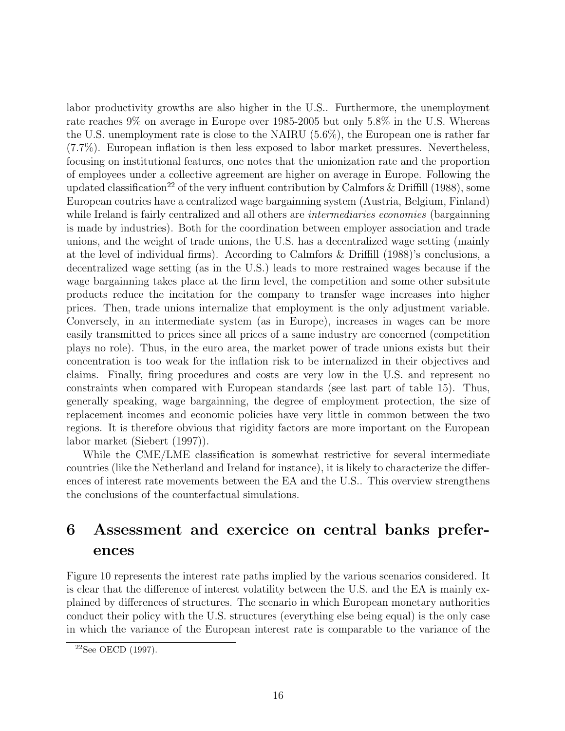labor productivity growths are also higher in the U.S.. Furthermore, the unemployment rate reaches 9% on average in Europe over 1985-2005 but only 5.8% in the U.S. Whereas the U.S. unemployment rate is close to the NAIRU (5.6%), the European one is rather far (7.7%). European inflation is then less exposed to labor market pressures. Nevertheless, focusing on institutional features, one notes that the unionization rate and the proportion of employees under a collective agreement are higher on average in Europe. Following the updated classification[22] of the very influent contribution by Calmfors & Driffill (1988), some European coutries have a centralized wage bargainning system (Austria, Belgium, Finland) while Ireland is fairly centralized and all others are *intermediaries economies* (bargainning is made by industries). Both for the coordination between employer association and trade unions, and the weight of trade unions, the U.S. has a decentralized wage setting (mainly at the level of individual firms). According to Calmfors & Driffill (1988)'s conclusions, a decentralized wage setting (as in the U.S.) leads to more restrained wages because if the wage bargainning takes place at the firm level, the competition and some other subsitute products reduce the incitation for the company to transfer wage increases into higher prices. Then, trade unions internalize that employment is the only adjustment variable. Conversely, in an intermediate system (as in Europe), increases in wages can be more easily transmitted to prices since all prices of a same industry are concerned (competition plays no role). Thus, in the euro area, the market power of trade unions exists but their concentration is too weak for the inflation risk to be internalized in their objectives and claims. Finally, firing procedures and costs are very low in the U.S. and represent no constraints when compared with European standards (see last part of table 15). Thus, generally speaking, wage bargainning, the degree of employment protection, the size of replacement incomes and economic policies have very little in common between the two regions. It is therefore obvious that rigidity factors are more important on the European labor market (Siebert (1997)).

While the CME/LME classification is somewhat restrictive for several intermediate countries (like the Netherland and Ireland for instance), it is likely to characterize the differences of interest rate movements between the EA and the U.S.. This overview strengthens the conclusions of the counterfactual simulations.

# 6 Assessment and exercice on central banks preferences

Figure 10 represents the interest rate paths implied by the various scenarios considered. It is clear that the difference of interest volatility between the U.S. and the EA is mainly explained by differences of structures. The scenario in which European monetary authorities conduct their policy with the U.S. structures (everything else being equal) is the only case in which the variance of the European interest rate is comparable to the variance of the

[22] See OECD (1997).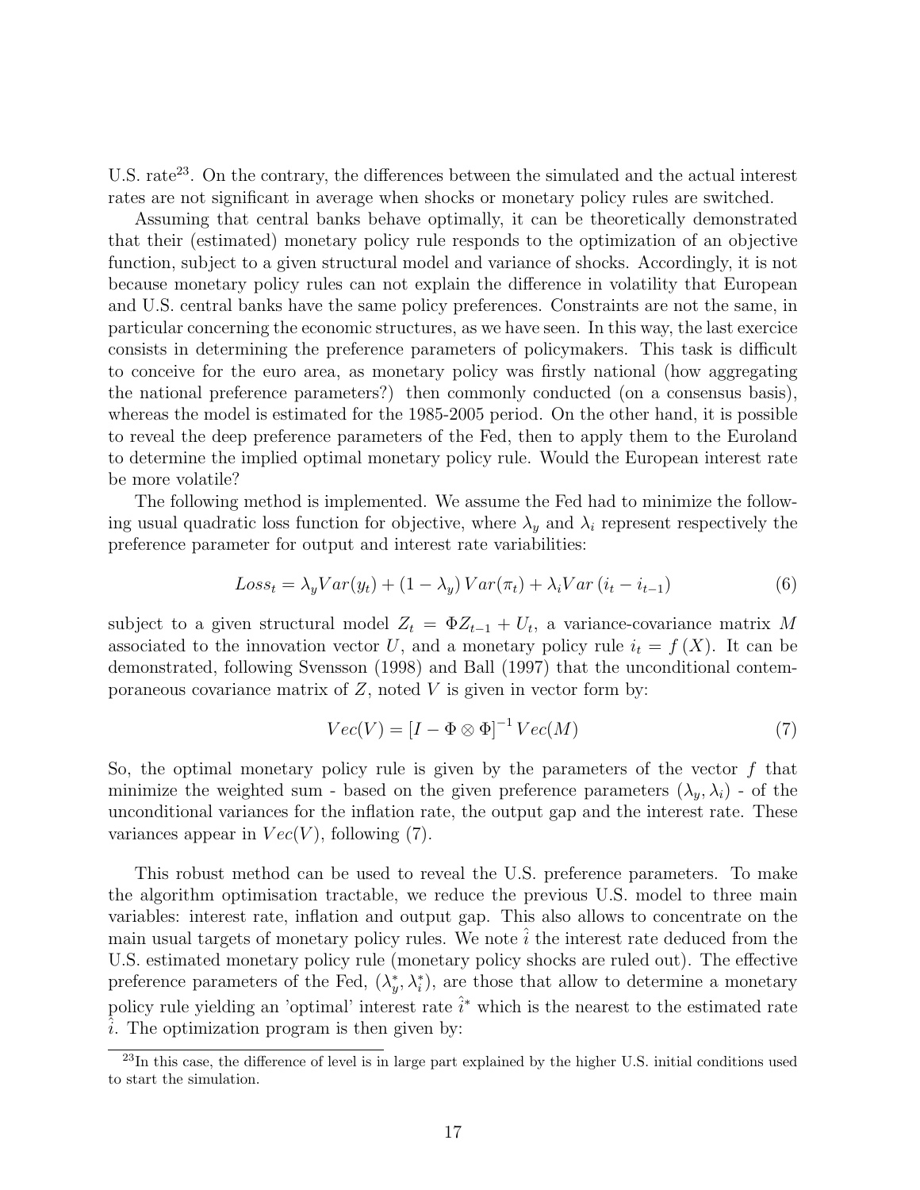U.S. rate[23]. On the contrary, the differences between the simulated and the actual interest rates are not significant in average when shocks or monetary policy rules are switched.

Assuming that central banks behave optimally, it can be theoretically demonstrated that their (estimated) monetary policy rule responds to the optimization of an objective function, subject to a given structural model and variance of shocks. Accordingly, it is not because monetary policy rules can not explain the difference in volatility that European and U.S. central banks have the same policy preferences. Constraints are not the same, in particular concerning the economic structures, as we have seen. In this way, the last exercice consists in determining the preference parameters of policymakers. This task is difficult to conceive for the euro area, as monetary policy was firstly national (how aggregating the national preference parameters?) then commonly conducted (on a consensus basis), whereas the model is estimated for the 1985-2005 period. On the other hand, it is possible to reveal the deep preference parameters of the Fed, then to apply them to the Euroland to determine the implied optimal monetary policy rule. Would the European interest rate be more volatile?

The following method is implemented. We assume the Fed had to minimize the following usual quadratic loss function for objective, where $\lambda_y$ and $\lambda_i$ represent respectively the preference parameter for output and interest rate variabilities:

$$Loss_t = \lambda_y Var(y_t) + (1 - \lambda_y) Var(\pi_t) + \lambda_i Var(i_t - i_{t-1}) \tag{6}$$

subject to a given structural model $Z_t = \Phi Z_{t-1} + U_t$, a variance-covariance matrix $M$ associated to the innovation vector $U$, and a monetary policy rule $i_t = f(X)$. It can be demonstrated, following Svensson (1998) and Ball (1997) that the unconditional contemporaneous covariance matrix of $Z$, noted $V$ is given in vector form by:

$$Vec(V) = [I - \Phi \otimes \Phi]^{-1} Vec(M) \tag{7}$$

So, the optimal monetary policy rule is given by the parameters of the vector $f$ that minimize the weighted sum - based on the given preference parameters $(\lambda_y, \lambda_i)$ - of the unconditional variances for the inflation rate, the output gap and the interest rate. These variances appear in $Vec(V)$, following (7).

This robust method can be used to reveal the U.S. preference parameters. To make the algorithm optimisation tractable, we reduce the previous U.S. model to three main variables: interest rate, inflation and output gap. This also allows to concentrate on the main usual targets of monetary policy rules. We note $\hat{i}$ the interest rate deduced from the U.S. estimated monetary policy rule (monetary policy shocks are ruled out). The effective preference parameters of the Fed, $(\lambda_y^*, \lambda_i^*)$, are those that allow to determine a monetary policy rule yielding an 'optimal' interest rate $\hat{i}^*$ which is the nearest to the estimated rate $\hat{i}$. The optimization program is then given by:

[23] In this case, the difference of level is in large part explained by the higher U.S. initial conditions used to start the simulation.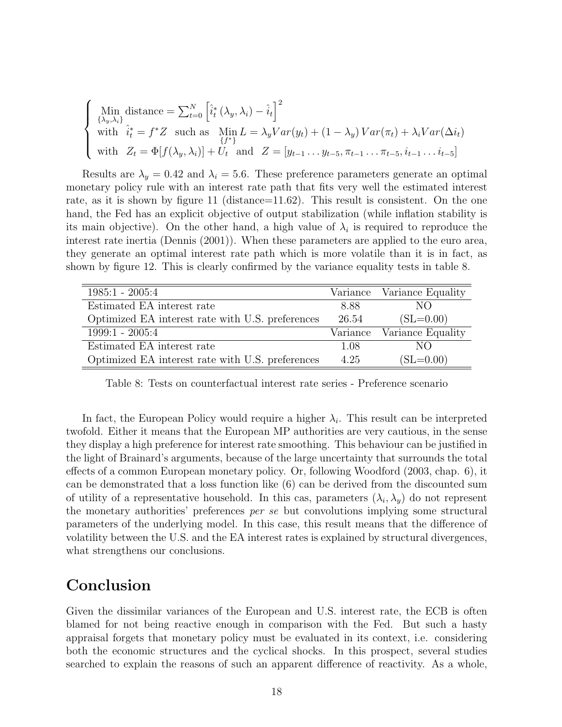$$
\begin{cases}
\underset{\{\lambda_y,\lambda_i\}}{\text{Min}} \text{ distance} = \sum_{t=0}^{N} \left[\hat{i}_t^*(\lambda_y,\lambda_i) - \hat{i}_t\right]^2 \\
\text{with } \ \hat{i}_t^* = f^* Z \ \text{ such as } \ \underset{\{f^*\}}{\text{Min}} L = \lambda_y Var(y_t) + (1-\lambda_y) Var(\pi_t) + \lambda_i Var(\Delta i_t) \\
\text{with } \ Z_t = \Phi[f(\lambda_y,\lambda_i)] + U_t \ \text{ and } \ Z = [y_{t-1}\dots y_{t-5}, \pi_{t-1}\dots\pi_{t-5}, i_{t-1}\dots i_{t-5}]
\end{cases}
$$

Results are $\lambda_y = 0.42$ and $\lambda_i = 5.6$. These preference parameters generate an optimal monetary policy rule with an interest rate path that fits very well the estimated interest rate, as it is shown by figure 11 (distance=11.62). This result is consistent. On the one hand, the Fed has an explicit objective of output stabilization (while inflation stability is its main objective). On the other hand, a high value of $\lambda_i$ is required to reproduce the interest rate inertia (Dennis (2001)). When these parameters are applied to the euro area, they generate an optimal interest rate path which is more volatile than it is in fact, as shown by figure 12. This is clearly confirmed by the variance equality tests in table 8.

| 1985:1 - 2005:4 | Variance | Variance Equality |
|---|---|---|
| Estimated EA interest rate | 8.88 | NO |
| Optimized EA interest rate with U.S. preferences | 26.54 | (SL=0.00) |
| **1999:1 - 2005:4** | **Variance** | **Variance Equality** |
| Estimated EA interest rate | 1.08 | NO |
| Optimized EA interest rate with U.S. preferences | 4.25 | (SL=0.00) |

Table 8: Tests on counterfactual interest rate series - Preference scenario

In fact, the European Policy would require a higher $\lambda_i$. This result can be interpreted twofold. Either it means that the European MP authorities are very cautious, in the sense they display a high preference for interest rate smoothing. This behaviour can be justified in the light of Brainard's arguments, because of the large uncertainty that surrounds the total effects of a common European monetary policy. Or, following Woodford (2003, chap. 6), it can be demonstrated that a loss function like (6) can be derived from the discounted sum of utility of a representative household. In this cas, parameters $(\lambda_i, \lambda_y)$ do not represent the monetary authorities' preferences *per se* but convolutions implying some structural parameters of the underlying model. In this case, this result means that the difference of volatility between the U.S. and the EA interest rates is explained by structural divergences, what strengthens our conclusions.

# Conclusion

Given the dissimilar variances of the European and U.S. interest rate, the ECB is often blamed for not being reactive enough in comparison with the Fed. But such a hasty appraisal forgets that monetary policy must be evaluated in its context, i.e. considering both the economic structures and the cyclical shocks. In this prospect, several studies searched to explain the reasons of such an apparent difference of reactivity. As a whole,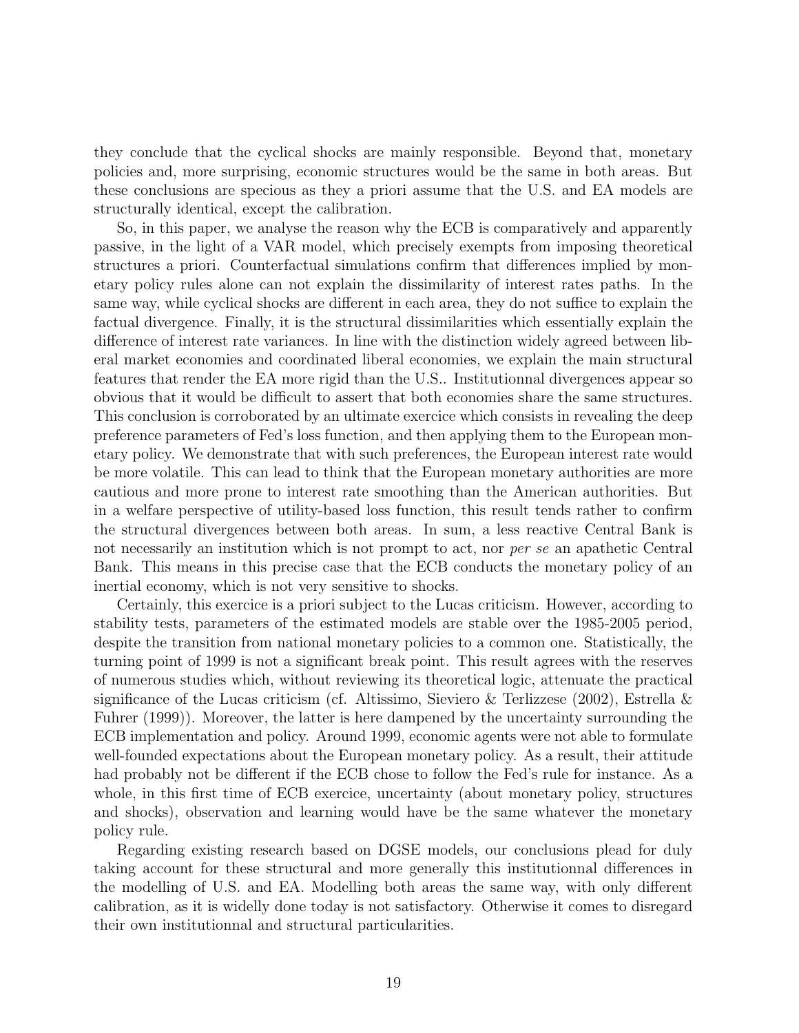they conclude that the cyclical shocks are mainly responsible. Beyond that, monetary policies and, more surprising, economic structures would be the same in both areas. But these conclusions are specious as they a priori assume that the U.S. and EA models are structurally identical, except the calibration.

So, in this paper, we analyse the reason why the ECB is comparatively and apparently passive, in the light of a VAR model, which precisely exempts from imposing theoretical structures a priori. Counterfactual simulations confirm that differences implied by monetary policy rules alone can not explain the dissimilarity of interest rates paths. In the same way, while cyclical shocks are different in each area, they do not suffice to explain the factual divergence. Finally, it is the structural dissimilarities which essentially explain the difference of interest rate variances. In line with the distinction widely agreed between liberal market economies and coordinated liberal economies, we explain the main structural features that render the EA more rigid than the U.S.. Institutionnal divergences appear so obvious that it would be difficult to assert that both economies share the same structures. This conclusion is corroborated by an ultimate exercice which consists in revealing the deep preference parameters of Fed's loss function, and then applying them to the European monetary policy. We demonstrate that with such preferences, the European interest rate would be more volatile. This can lead to think that the European monetary authorities are more cautious and more prone to interest rate smoothing than the American authorities. But in a welfare perspective of utility-based loss function, this result tends rather to confirm the structural divergences between both areas. In sum, a less reactive Central Bank is not necessarily an institution which is not prompt to act, nor *per se* an apathetic Central Bank. This means in this precise case that the ECB conducts the monetary policy of an inertial economy, which is not very sensitive to shocks.

Certainly, this exercice is a priori subject to the Lucas criticism. However, according to stability tests, parameters of the estimated models are stable over the 1985-2005 period, despite the transition from national monetary policies to a common one. Statistically, the turning point of 1999 is not a significant break point. This result agrees with the reserves of numerous studies which, without reviewing its theoretical logic, attenuate the practical significance of the Lucas criticism (cf. Altissimo, Sieviero & Terlizzese (2002), Estrella & Fuhrer (1999)). Moreover, the latter is here dampened by the uncertainty surrounding the ECB implementation and policy. Around 1999, economic agents were not able to formulate well-founded expectations about the European monetary policy. As a result, their attitude had probably not be different if the ECB chose to follow the Fed's rule for instance. As a whole, in this first time of ECB exercice, uncertainty (about monetary policy, structures and shocks), observation and learning would have be the same whatever the monetary policy rule.

Regarding existing research based on DGSE models, our conclusions plead for duly taking account for these structural and more generally this institutionnal differences in the modelling of U.S. and EA. Modelling both areas the same way, with only different calibration, as it is widelly done today is not satisfactory. Otherwise it comes to disregard their own institutionnal and structural particularities.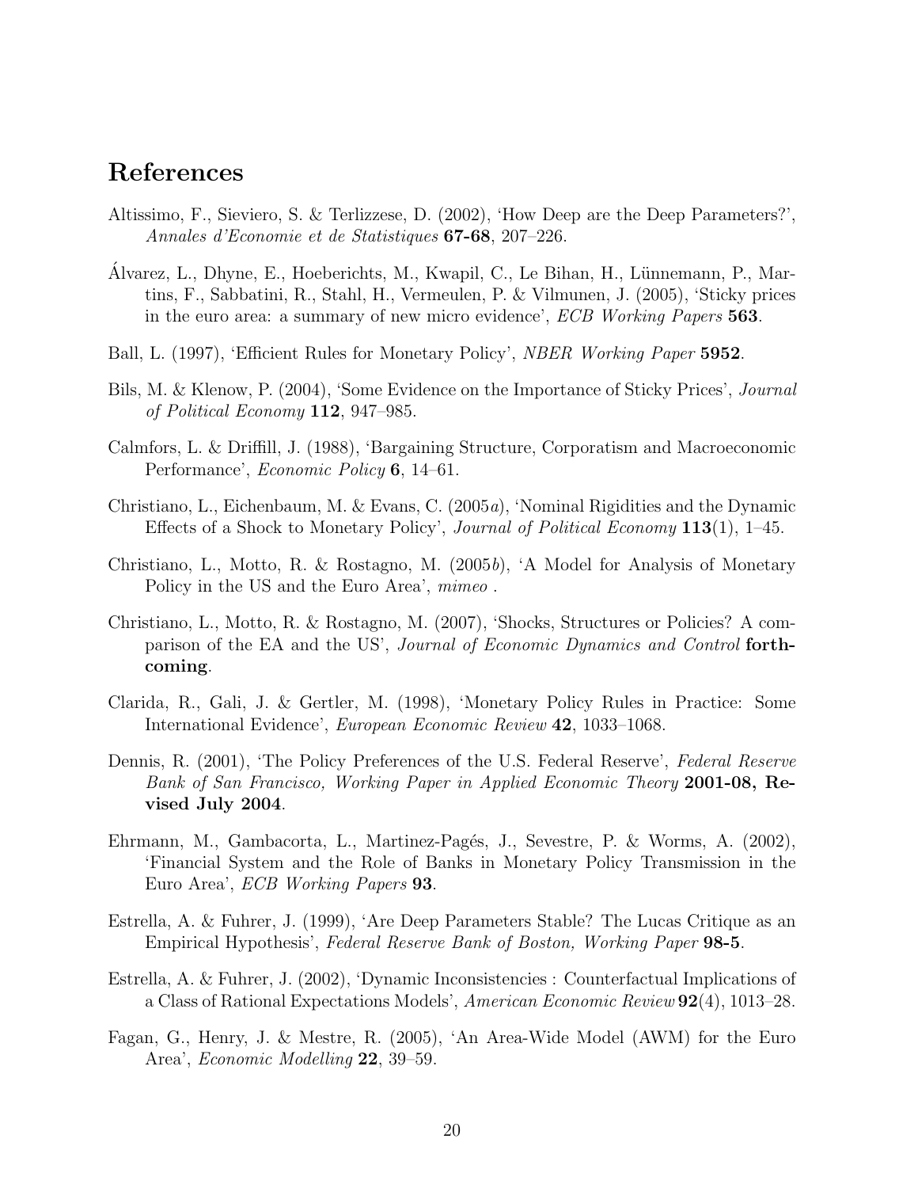# References

Altissimo, F., Sieviero, S. & Terlizzese, D. (2002), 'How Deep are the Deep Parameters?', *Annales d'Economie et de Statistiques* **67-68**, 207–226.

Álvarez, L., Dhyne, E., Hoeberichts, M., Kwapil, C., Le Bihan, H., Lünnemann, P., Martins, F., Sabbatini, R., Stahl, H., Vermeulen, P. & Vilmunen, J. (2005), 'Sticky prices in the euro area: a summary of new micro evidence', *ECB Working Papers* **563**.

Ball, L. (1997), 'Efficient Rules for Monetary Policy', *NBER Working Paper* **5952**.

Bils, M. & Klenow, P. (2004), 'Some Evidence on the Importance of Sticky Prices', *Journal of Political Economy* **112**, 947–985.

Calmfors, L. & Driffill, J. (1988), 'Bargaining Structure, Corporatism and Macroeconomic Performance', *Economic Policy* **6**, 14–61.

Christiano, L., Eichenbaum, M. & Evans, C. (2005*a*), 'Nominal Rigidities and the Dynamic Effects of a Shock to Monetary Policy', *Journal of Political Economy* **113**(1), 1–45.

Christiano, L., Motto, R. & Rostagno, M. (2005*b*), 'A Model for Analysis of Monetary Policy in the US and the Euro Area', *mimeo* .

Christiano, L., Motto, R. & Rostagno, M. (2007), 'Shocks, Structures or Policies? A comparison of the EA and the US', *Journal of Economic Dynamics and Control* **forthcoming**.

Clarida, R., Gali, J. & Gertler, M. (1998), 'Monetary Policy Rules in Practice: Some International Evidence', *European Economic Review* **42**, 1033–1068.

Dennis, R. (2001), 'The Policy Preferences of the U.S. Federal Reserve', *Federal Reserve Bank of San Francisco, Working Paper in Applied Economic Theory* **2001-08, Revised July 2004**.

Ehrmann, M., Gambacorta, L., Martinez-Pagés, J., Sevestre, P. & Worms, A. (2002), 'Financial System and the Role of Banks in Monetary Policy Transmission in the Euro Area', *ECB Working Papers* **93**.

Estrella, A. & Fuhrer, J. (1999), 'Are Deep Parameters Stable? The Lucas Critique as an Empirical Hypothesis', *Federal Reserve Bank of Boston, Working Paper* **98-5**.

Estrella, A. & Fuhrer, J. (2002), 'Dynamic Inconsistencies : Counterfactual Implications of a Class of Rational Expectations Models', *American Economic Review* **92**(4), 1013–28.

Fagan, G., Henry, J. & Mestre, R. (2005), 'An Area-Wide Model (AWM) for the Euro Area', *Economic Modelling* **22**, 39–59.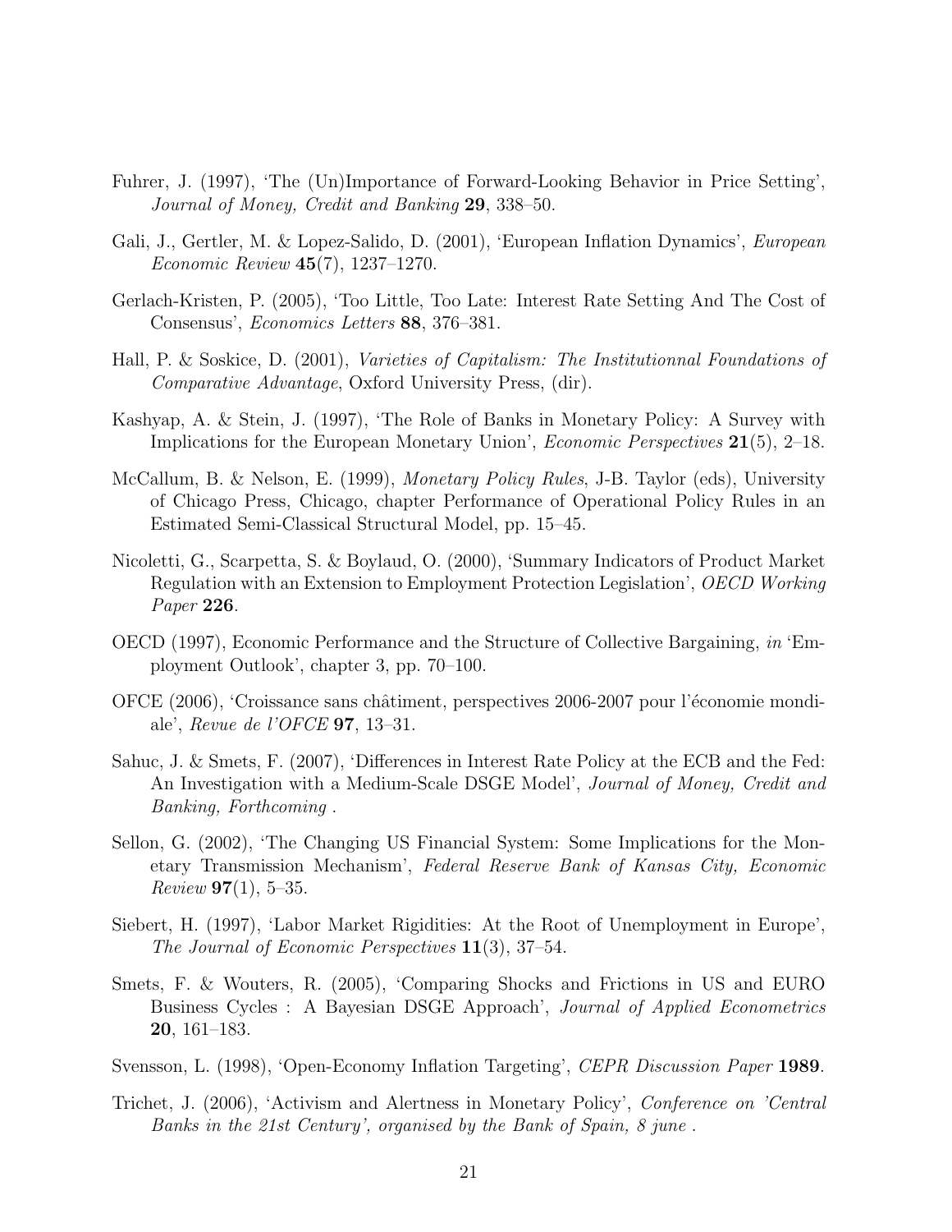Fuhrer, J. (1997), 'The (Un)Importance of Forward-Looking Behavior in Price Setting', *Journal of Money, Credit and Banking* **29**, 338–50.

Gali, J., Gertler, M. & Lopez-Salido, D. (2001), 'European Inflation Dynamics', *European Economic Review* **45**(7), 1237–1270.

Gerlach-Kristen, P. (2005), 'Too Little, Too Late: Interest Rate Setting And The Cost of Consensus', *Economics Letters* **88**, 376–381.

Hall, P. & Soskice, D. (2001), *Varieties of Capitalism: The Institutionnal Foundations of Comparative Advantage*, Oxford University Press, (dir).

Kashyap, A. & Stein, J. (1997), 'The Role of Banks in Monetary Policy: A Survey with Implications for the European Monetary Union', *Economic Perspectives* **21**(5), 2–18.

McCallum, B. & Nelson, E. (1999), *Monetary Policy Rules*, J-B. Taylor (eds), University of Chicago Press, Chicago, chapter Performance of Operational Policy Rules in an Estimated Semi-Classical Structural Model, pp. 15–45.

Nicoletti, G., Scarpetta, S. & Boylaud, O. (2000), 'Summary Indicators of Product Market Regulation with an Extension to Employment Protection Legislation', *OECD Working Paper* **226**.

OECD (1997), Economic Performance and the Structure of Collective Bargaining, *in* 'Employment Outlook', chapter 3, pp. 70–100.

OFCE (2006), 'Croissance sans châtiment, perspectives 2006-2007 pour l'économie mondiale', *Revue de l'OFCE* **97**, 13–31.

Sahuc, J. & Smets, F. (2007), 'Differences in Interest Rate Policy at the ECB and the Fed: An Investigation with a Medium-Scale DSGE Model', *Journal of Money, Credit and Banking, Forthcoming* .

Sellon, G. (2002), 'The Changing US Financial System: Some Implications for the Monetary Transmission Mechanism', *Federal Reserve Bank of Kansas City, Economic Review* **97**(1), 5–35.

Siebert, H. (1997), 'Labor Market Rigidities: At the Root of Unemployment in Europe', *The Journal of Economic Perspectives* **11**(3), 37–54.

Smets, F. & Wouters, R. (2005), 'Comparing Shocks and Frictions in US and EURO Business Cycles : A Bayesian DSGE Approach', *Journal of Applied Econometrics* **20**, 161–183.

Svensson, L. (1998), 'Open-Economy Inflation Targeting', *CEPR Discussion Paper* **1989**.

Trichet, J. (2006), 'Activism and Alertness in Monetary Policy', *Conference on 'Central Banks in the 21st Century', organised by the Bank of Spain, 8 june* .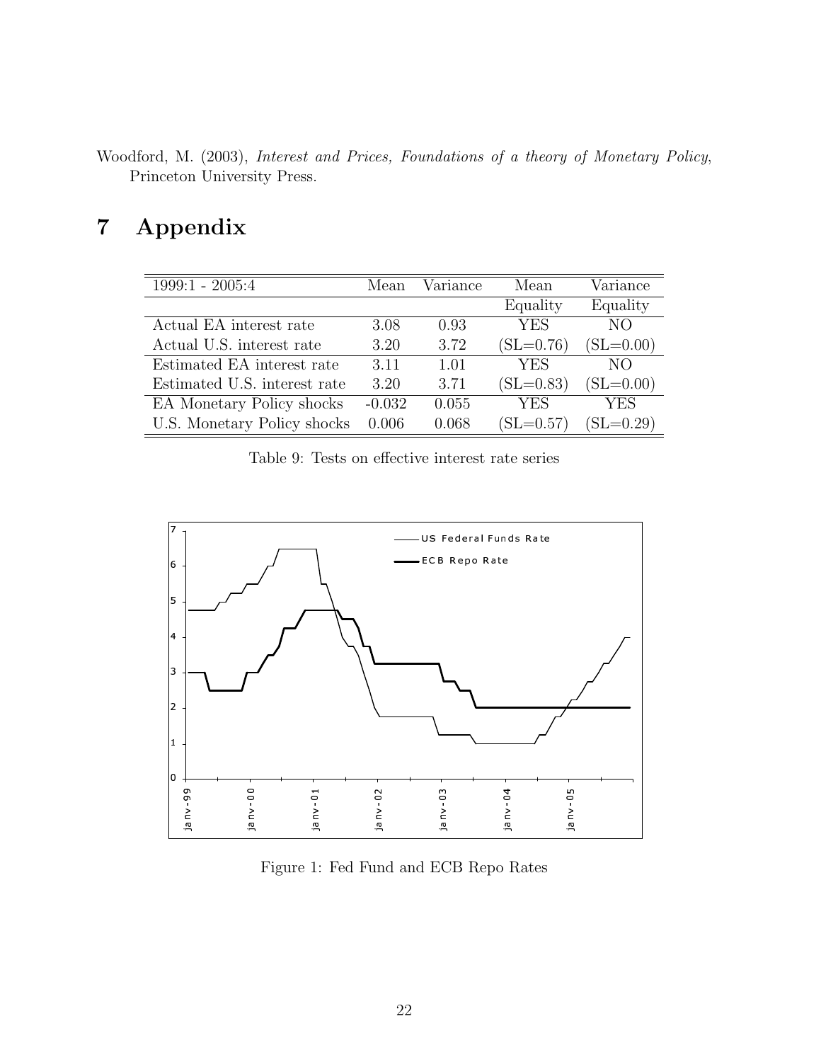Woodford, M. (2003), *Interest and Prices, Foundations of a theory of Monetary Policy*, Princeton University Press.

# 7 Appendix

| 1999:1 - 2005:4 | Mean | Variance | Mean Equality | Variance Equality |
|---|---|---|---|---|
| Actual EA interest rate | 3.08 | 0.93 | YES | NO |
| Actual U.S. interest rate | 3.20 | 3.72 | (SL=0.76) | (SL=0.00) |
| Estimated EA interest rate | 3.11 | 1.01 | YES | NO |
| Estimated U.S. interest rate | 3.20 | 3.71 | (SL=0.83) | (SL=0.00) |
| EA Monetary Policy shocks | -0.032 | 0.055 | YES | YES |
| U.S. Monetary Policy shocks | 0.006 | 0.068 | (SL=0.57) | (SL=0.29) |

Table 9: Tests on effective interest rate series

Figure 1: Fed Fund and ECB Repo Rates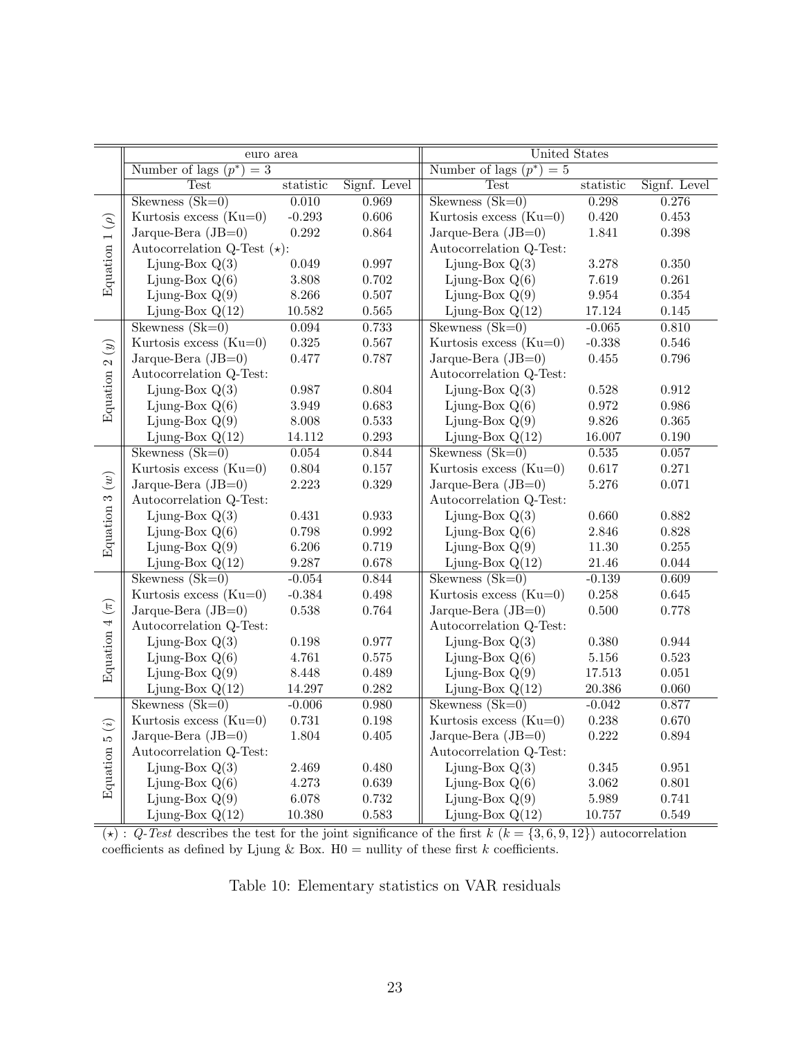| | euro area | | | United States | | |
|---|---|---|---|---|---|---|
| | Number of lags ($p^*$) = 3 | | | Number of lags ($p^*$) = 5 | | |
| | Test | statistic | Signf. Level | Test | statistic | Signf. Level |
| Equation 1 ($\rho$) | Skewness (Sk=0) | 0.010 | 0.969 | Skewness (Sk=0) | 0.298 | 0.276 |
| | Kurtosis excess (Ku=0) | -0.293 | 0.606 | Kurtosis excess (Ku=0) | 0.420 | 0.453 |
| | Jarque-Bera (JB=0) | 0.292 | 0.864 | Jarque-Bera (JB=0) | 1.841 | 0.398 |
| | Autocorrelation Q-Test ($\star$): | | | Autocorrelation Q-Test: | | |
| | Ljung-Box Q(3) | 0.049 | 0.997 | Ljung-Box Q(3) | 3.278 | 0.350 |
| | Ljung-Box Q(6) | 3.808 | 0.702 | Ljung-Box Q(6) | 7.619 | 0.261 |
| | Ljung-Box Q(9) | 8.266 | 0.507 | Ljung-Box Q(9) | 9.954 | 0.354 |
| | Ljung-Box Q(12) | 10.582 | 0.565 | Ljung-Box Q(12) | 17.124 | 0.145 |
| Equation 2 ($y$) | Skewness (Sk=0) | 0.094 | 0.733 | Skewness (Sk=0) | -0.065 | 0.810 |
| | Kurtosis excess (Ku=0) | 0.325 | 0.567 | Kurtosis excess (Ku=0) | -0.338 | 0.546 |
| | Jarque-Bera (JB=0) | 0.477 | 0.787 | Jarque-Bera (JB=0) | 0.455 | 0.796 |
| | Autocorrelation Q-Test: | | | Autocorrelation Q-Test: | | |
| | Ljung-Box Q(3) | 0.987 | 0.804 | Ljung-Box Q(3) | 0.528 | 0.912 |
| | Ljung-Box Q(6) | 3.949 | 0.683 | Ljung-Box Q(6) | 0.972 | 0.986 |
| | Ljung-Box Q(9) | 8.008 | 0.533 | Ljung-Box Q(9) | 9.826 | 0.365 |
| | Ljung-Box Q(12) | 14.112 | 0.293 | Ljung-Box Q(12) | 16.007 | 0.190 |
| Equation 3 ($w$) | Skewness (Sk=0) | 0.054 | 0.844 | Skewness (Sk=0) | 0.535 | 0.057 |
| | Kurtosis excess (Ku=0) | 0.804 | 0.157 | Kurtosis excess (Ku=0) | 0.617 | 0.271 |
| | Jarque-Bera (JB=0) | 2.223 | 0.329 | Jarque-Bera (JB=0) | 5.276 | 0.071 |
| | Autocorrelation Q-Test: | | | Autocorrelation Q-Test: | | |
| | Ljung-Box Q(3) | 0.431 | 0.933 | Ljung-Box Q(3) | 0.660 | 0.882 |
| | Ljung-Box Q(6) | 0.798 | 0.992 | Ljung-Box Q(6) | 2.846 | 0.828 |
| | Ljung-Box Q(9) | 6.206 | 0.719 | Ljung-Box Q(9) | 11.30 | 0.255 |
| | Ljung-Box Q(12) | 9.287 | 0.678 | Ljung-Box Q(12) | 21.46 | 0.044 |
| Equation 4 ($\pi$) | Skewness (Sk=0) | -0.054 | 0.844 | Skewness (Sk=0) | -0.139 | 0.609 |
| | Kurtosis excess (Ku=0) | -0.384 | 0.498 | Kurtosis excess (Ku=0) | 0.258 | 0.645 |
| | Jarque-Bera (JB=0) | 0.538 | 0.764 | Jarque-Bera (JB=0) | 0.500 | 0.778 |
| | Autocorrelation Q-Test: | | | Autocorrelation Q-Test: | | |
| | Ljung-Box Q(3) | 0.198 | 0.977 | Ljung-Box Q(3) | 0.380 | 0.944 |
| | Ljung-Box Q(6) | 4.761 | 0.575 | Ljung-Box Q(6) | 5.156 | 0.523 |
| | Ljung-Box Q(9) | 8.448 | 0.489 | Ljung-Box Q(9) | 17.513 | 0.051 |
| | Ljung-Box Q(12) | 14.297 | 0.282 | Ljung-Box Q(12) | 20.386 | 0.060 |
| Equation 5 ($i$) | Skewness (Sk=0) | -0.006 | 0.980 | Skewness (Sk=0) | -0.042 | 0.877 |
| | Kurtosis excess (Ku=0) | 0.731 | 0.198 | Kurtosis excess (Ku=0) | 0.238 | 0.670 |
| | Jarque-Bera (JB=0) | 1.804 | 0.405 | Jarque-Bera (JB=0) | 0.222 | 0.894 |
| | Autocorrelation Q-Test: | | | Autocorrelation Q-Test: | | |
| | Ljung-Box Q(3) | 2.469 | 0.480 | Ljung-Box Q(3) | 0.345 | 0.951 |
| | Ljung-Box Q(6) | 4.273 | 0.639 | Ljung-Box Q(6) | 3.062 | 0.801 |
| | Ljung-Box Q(9) | 6.078 | 0.732 | Ljung-Box Q(9) | 5.989 | 0.741 |
| | Ljung-Box Q(12) | 10.380 | 0.583 | Ljung-Box Q(12) | 10.757 | 0.549 |

($\star$) : *Q-Test* describes the test for the joint significance of the first $k$ ($k = \{3, 6, 9, 12\}$) autocorrelation coefficients as defined by Ljung & Box. H0 = nullity of these first $k$ coefficients.

Table 10: Elementary statistics on VAR residuals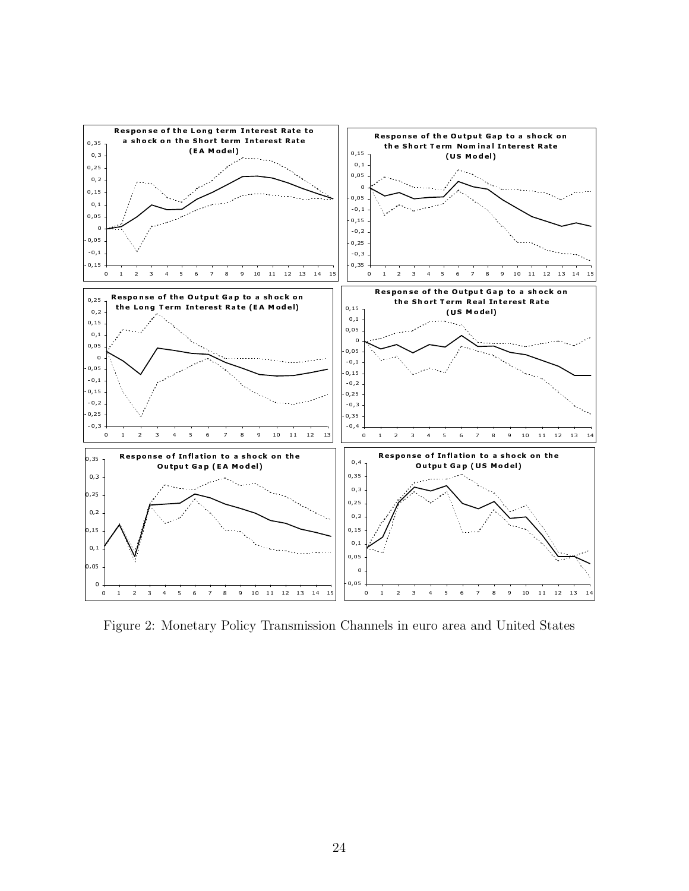Figure 2: Monetary Policy Transmission Channels in euro area and United States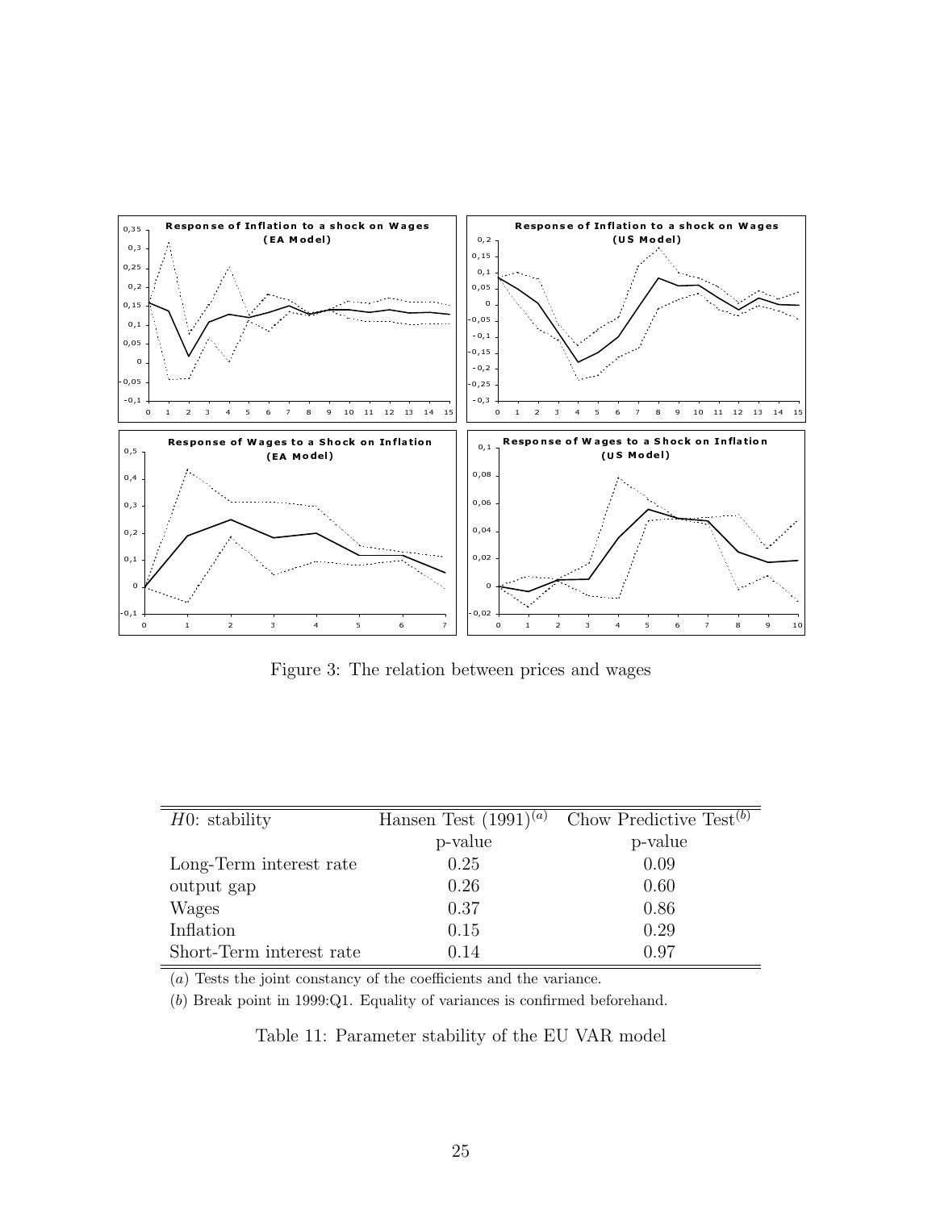Figure 3: The relation between prices and wages

| $H0$: stability | Hansen Test (1991)[(a)] | Chow Predictive Test[(b)] |
|---|---|---|
| | p-value | p-value |
| Long-Term interest rate | 0.25 | 0.09 |
| output gap | 0.26 | 0.60 |
| Wages | 0.37 | 0.86 |
| Inflation | 0.15 | 0.29 |
| Short-Term interest rate | 0.14 | 0.97 |

(*a*) Tests the joint constancy of the coefficients and the variance.

(*b*) Break point in 1999:Q1. Equality of variances is confirmed beforehand.

Table 11: Parameter stability of the EU VAR model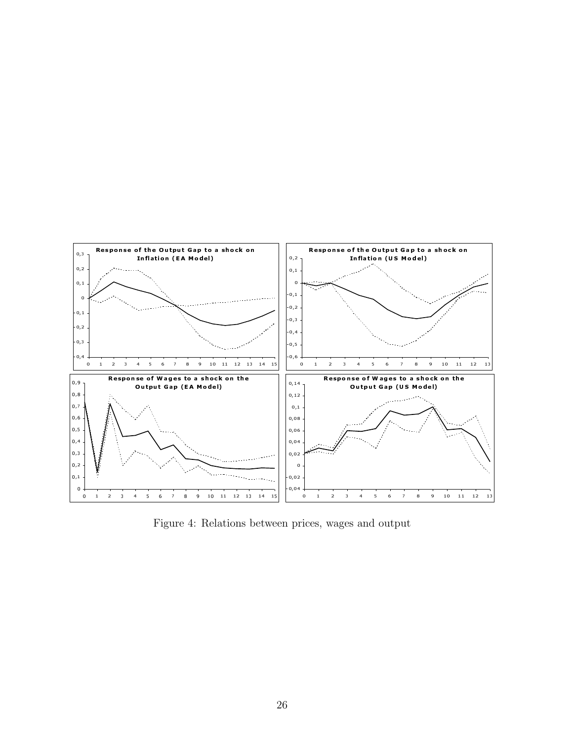Figure 4: Relations between prices, wages and output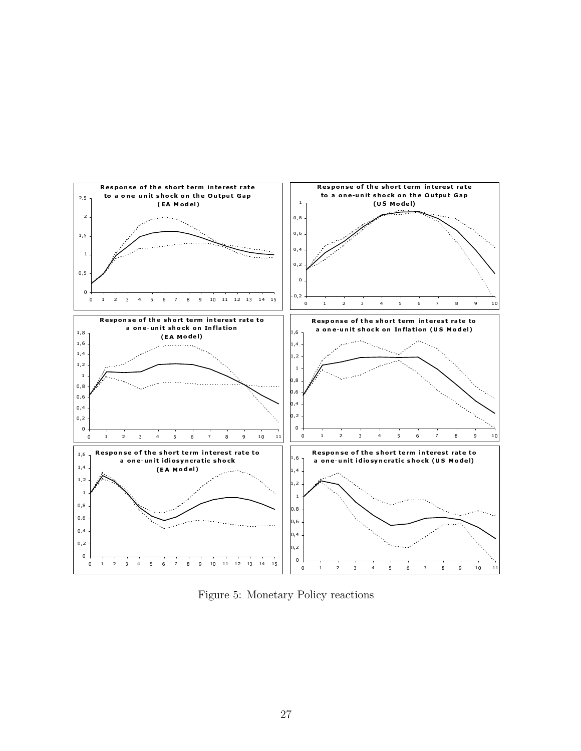Figure 5: Monetary Policy reactions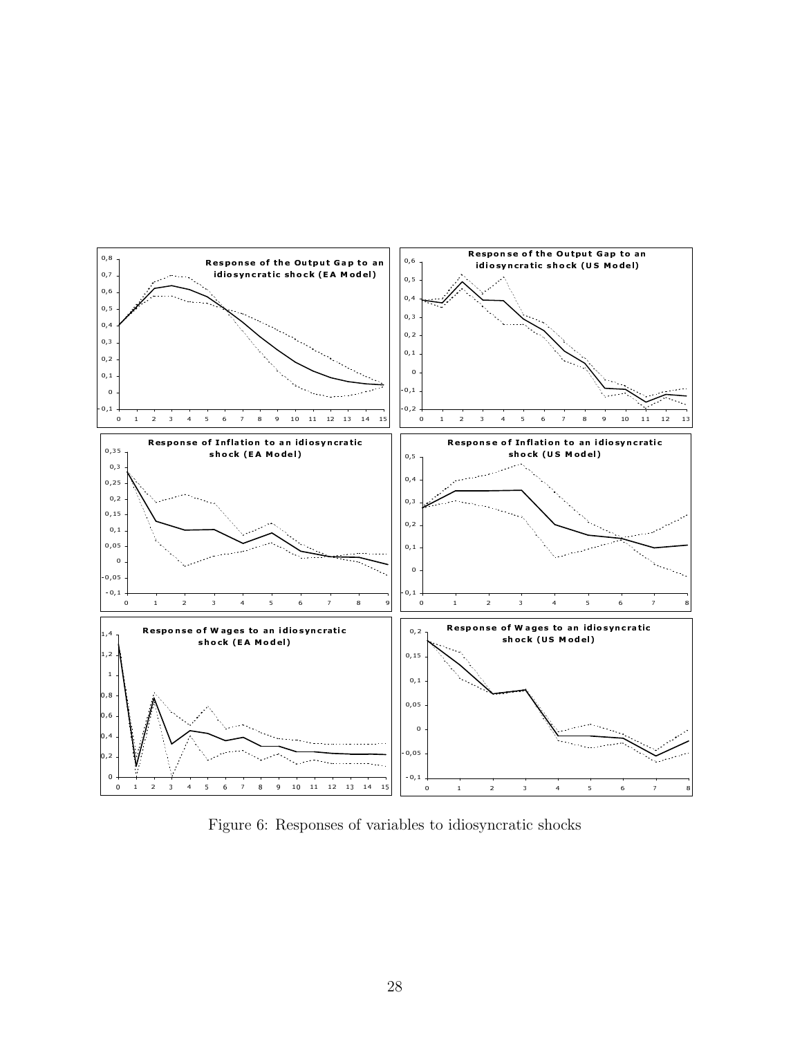Figure 6: Responses of variables to idiosyncratic shocks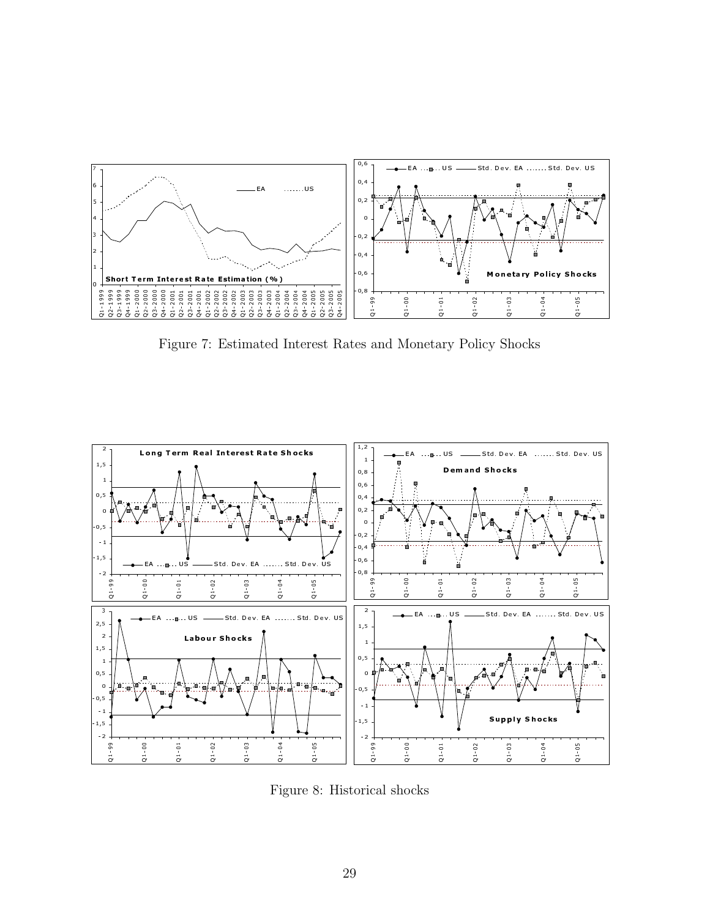Figure 7: Estimated Interest Rates and Monetary Policy Shocks

Figure 8: Historical shocks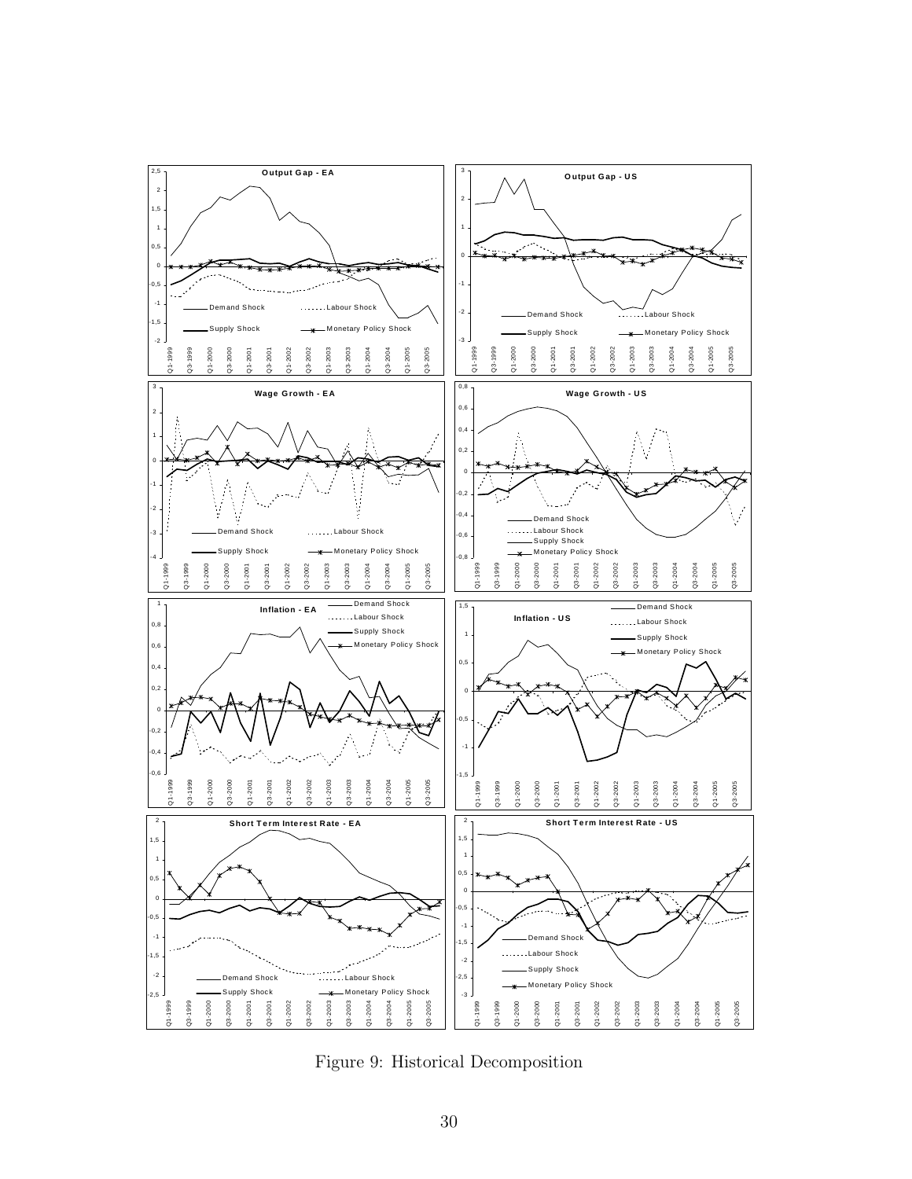Figure 9: Historical Decomposition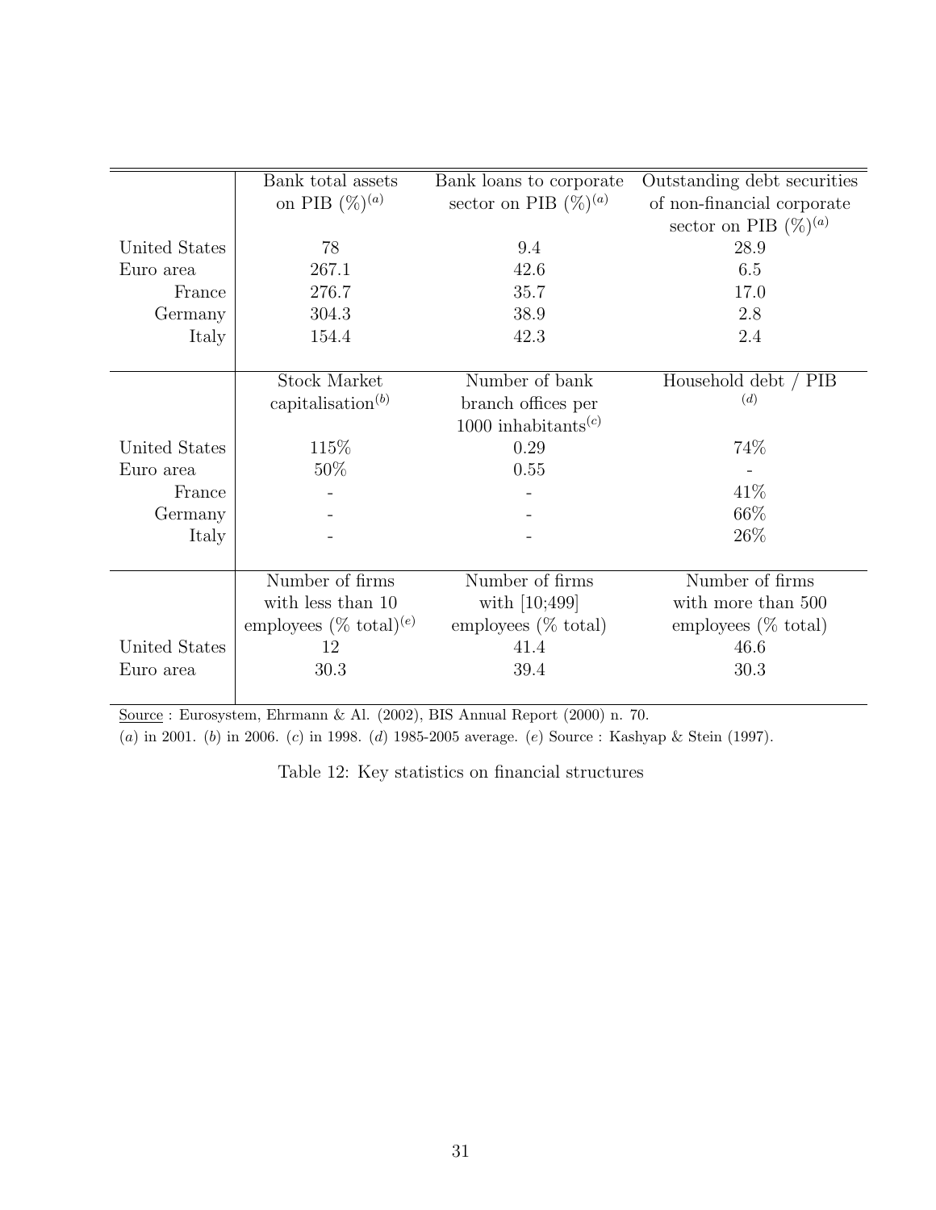| | Bank total assets on PIB (%)[(a)] | Bank loans to corporate sector on PIB (%)[(a)] | Outstanding debt securities of non-financial corporate sector on PIB (%)[(a)] |
|---|---|---|---|
| United States | 78 | 9.4 | 28.9 |
| Euro area | 267.1 | 42.6 | 6.5 |
| France | 276.7 | 35.7 | 17.0 |
| Germany | 304.3 | 38.9 | 2.8 |
| Italy | 154.4 | 42.3 | 2.4 |
| | **Stock Market capitalisation[(b)]** | **Number of bank branch offices per 1000 inhabitants[(c)]** | **Household debt / PIB [(d)]** |
| United States | 115% | 0.29 | 74% |
| Euro area | 50% | 0.55 | - |
| France | - | - | 41% |
| Germany | - | - | 66% |
| Italy | - | - | 26% |
| | **Number of firms with less than 10 employees (% total)[(e)]** | **Number of firms with [10;499] employees (% total)** | **Number of firms with more than 500 employees (% total)** |
| United States | 12 | 41.4 | 46.6 |
| Euro area | 30.3 | 39.4 | 30.3 |

Source : Eurosystem, Ehrmann & Al. (2002), BIS Annual Report (2000) n. 70.

(*a*) in 2001. (*b*) in 2006. (*c*) in 1998. (*d*) 1985-2005 average. (*e*) Source : Kashyap & Stein (1997).

Table 12: Key statistics on financial structures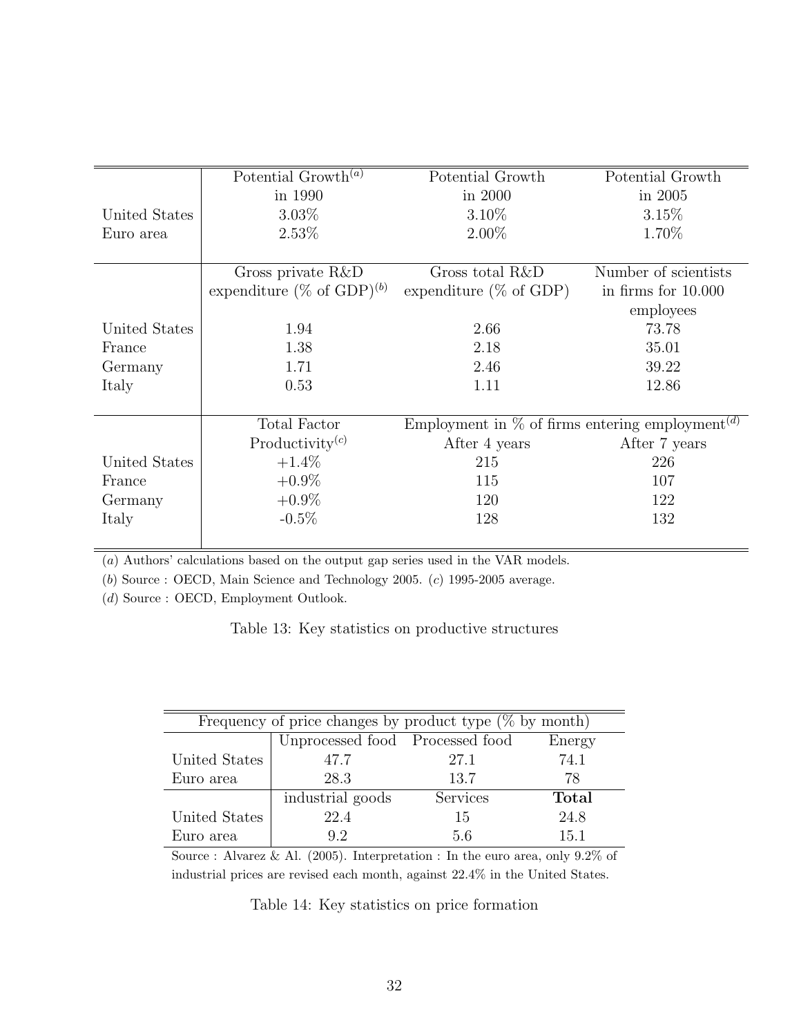|  | Potential Growth[(a)] in 1990 | Potential Growth in 2000 | Potential Growth in 2005 |
|---|---|---|---|
| United States | 3.03% | 3.10% | 3.15% |
| Euro area | 2.53% | 2.00% | 1.70% |
|  | Gross private R&D expenditure (% of GDP)[(b)] | Gross total R&D expenditure (% of GDP) | Number of scientists in firms for 10.000 employees |
| United States | 1.94 | 2.66 | 73.78 |
| France | 1.38 | 2.18 | 35.01 |
| Germany | 1.71 | 2.46 | 39.22 |
| Italy | 0.53 | 1.11 | 12.86 |
|  | Total Factor Productivity[(c)] | Employment in % of firms entering employment[(d)] After 4 years | After 7 years |
| United States | +1.4% | 215 | 226 |
| France | +0.9% | 115 | 107 |
| Germany | +0.9% | 120 | 122 |
| Italy | -0.5% | 128 | 132 |

(*a*) Authors' calculations based on the output gap series used in the VAR models.

(*b*) Source : OECD, Main Science and Technology 2005. (*c*) 1995-2005 average.

(*d*) Source : OECD, Employment Outlook.

Table 13: Key statistics on productive structures

| Frequency of price changes by product type (% by month) | | | |
|---|---|---|---|
|  | Unprocessed food | Processed food | Energy |
| United States | 47.7 | 27.1 | 74.1 |
| Euro area | 28.3 | 13.7 | 78 |
|  | industrial goods | Services | **Total** |
| United States | 22.4 | 15 | 24.8 |
| Euro area | 9.2 | 5.6 | 15.1 |

Source : Alvarez & Al. (2005). Interpretation : In the euro area, only 9.2% of industrial prices are revised each month, against 22.4% in the United States.

Table 14: Key statistics on price formation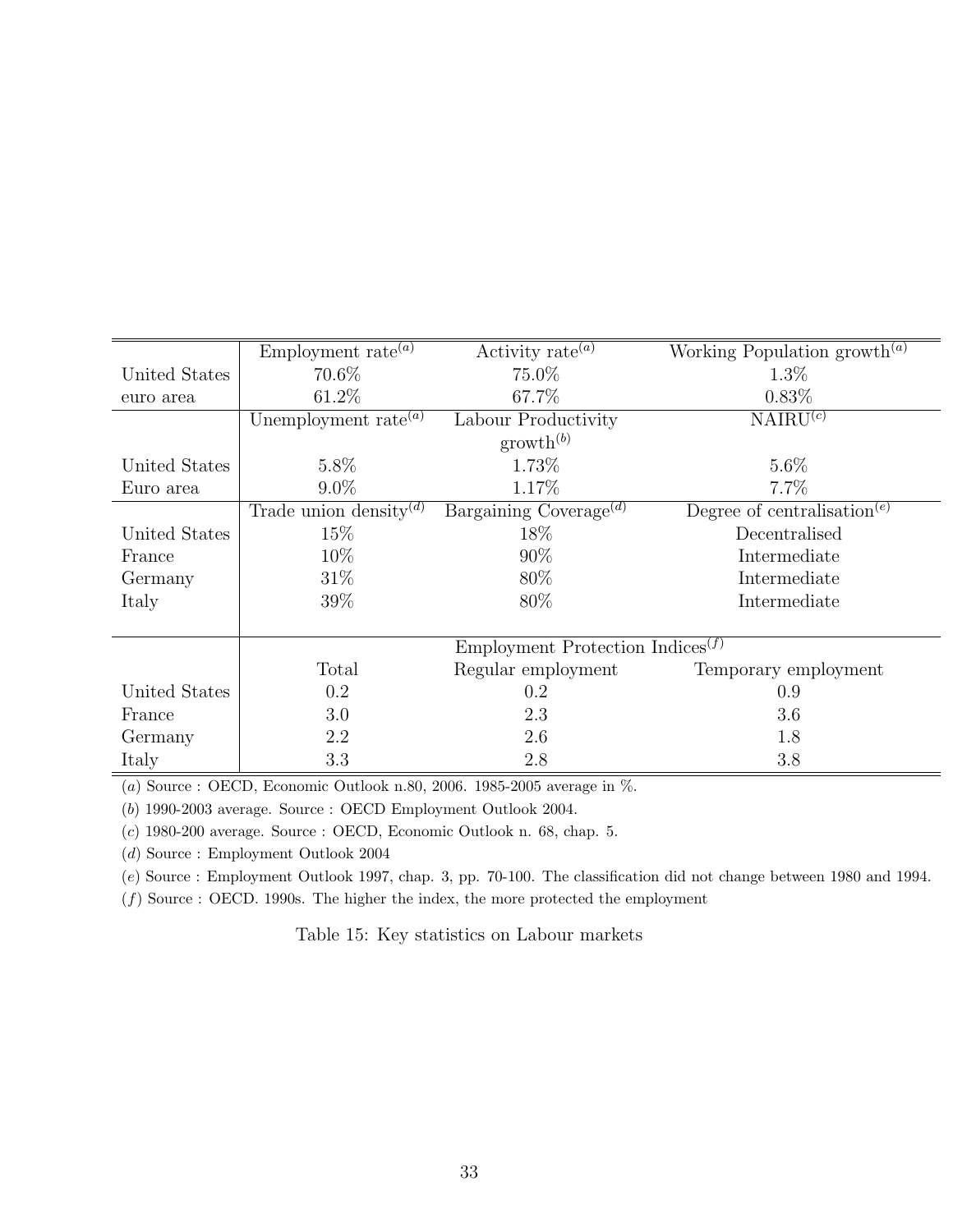| | Employment rate[(a)] | Activity rate[(a)] | Working Population growth[(a)] |
|---|---|---|---|
| United States | 70.6% | 75.0% | 1.3% |
| euro area | 61.2% | 67.7% | 0.83% |
| | Unemployment rate[(a)] | Labour Productivity growth[(b)] | NAIRU[(c)] |
| United States | 5.8% | 1.73% | 5.6% |
| Euro area | 9.0% | 1.17% | 7.7% |
| | Trade union density[(d)] | Bargaining Coverage[(d)] | Degree of centralisation[(e)] |
| United States | 15% | 18% | Decentralised |
| France | 10% | 90% | Intermediate |
| Germany | 31% | 80% | Intermediate |
| Italy | 39% | 80% | Intermediate |
| | Employment Protection Indices[(f)] | | |
| | Total | Regular employment | Temporary employment |
| United States | 0.2 | 0.2 | 0.9 |
| France | 3.0 | 2.3 | 3.6 |
| Germany | 2.2 | 2.6 | 1.8 |
| Italy | 3.3 | 2.8 | 3.8 |

(*a*) Source : OECD, Economic Outlook n.80, 2006. 1985-2005 average in %.

(*b*) 1990-2003 average. Source : OECD Employment Outlook 2004.

(*c*) 1980-200 average. Source : OECD, Economic Outlook n. 68, chap. 5.

(*d*) Source : Employment Outlook 2004

(*e*) Source : Employment Outlook 1997, chap. 3, pp. 70-100. The classification did not change between 1980 and 1994.

(*f*) Source : OECD. 1990s. The higher the index, the more protected the employment

Table 15: Key statistics on Labour markets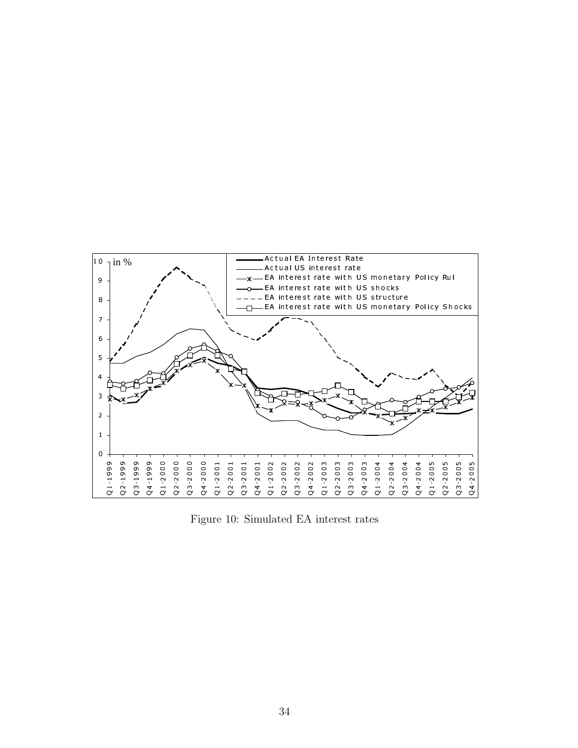Figure 10: Simulated EA interest rates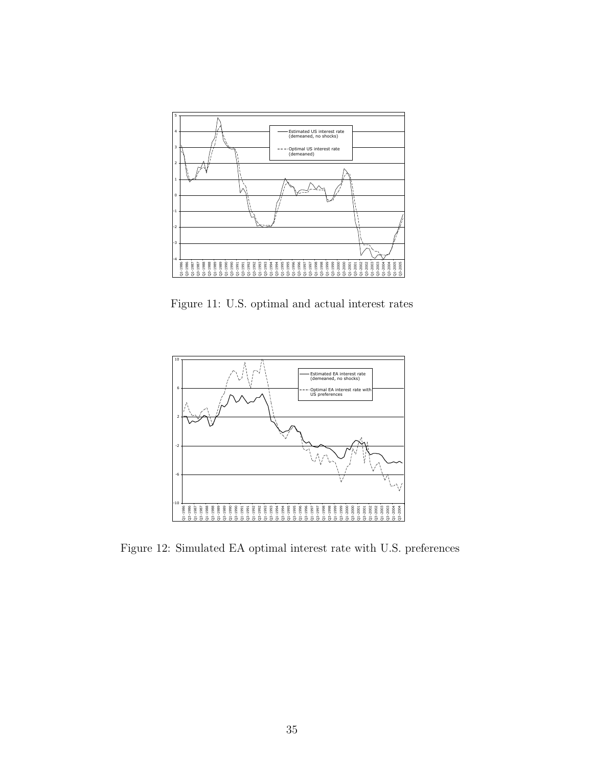5
4
3
2
1
0
-1
-2
-3
-4

Estimated US interest rate (demeaned, no shocks)

Optimal US interest rate (demeaned)

Q1-1986 Q3-1986 Q1-1987 Q3-1987 Q1-1988 Q3-1988 Q1-1989 Q3-1989 Q1-1990 Q3-1990 Q1-1991 Q3-1991 Q1-1992 Q3-1992 Q1-1993 Q3-1993 Q1-1994 Q3-1994 Q1-1995 Q3-1995 Q1-1996 Q3-1996 Q1-1997 Q3-1997 Q1-1998 Q3-1998 Q1-1999 Q3-1999 Q1-2000 Q3-2000 Q1-2001 Q3-2001 Q1-2002 Q3-2002 Q1-2003 Q3-2003 Q1-2004 Q3-2004 Q1-2005 Q3-2005

Figure 11: U.S. optimal and actual interest rates

10
6
2
-2
-6
-10

Estimated EA interest rate (demeaned, no shocks)

Optimal EA interest rate with US preferences

Q1-1986 Q3-1986 Q1-1987 Q3-1987 Q1-1988 Q3-1988 Q1-1989 Q3-1989 Q1-1990 Q3-1990 Q1-1991 Q3-1991 Q1-1992 Q3-1992 Q1-1993 Q3-1993 Q1-1994 Q3-1994 Q1-1995 Q3-1995 Q1-1996 Q3-1996 Q1-1997 Q3-1997 Q1-1998 Q3-1998 Q1-1999 Q3-1999 Q1-2000 Q3-2000 Q1-2001 Q3-2001 Q1-2002 Q3-2002 Q1-2003 Q3-2003 Q1-2004 Q3-2004

Figure 12: Simulated EA optimal interest rate with U.S. preferences